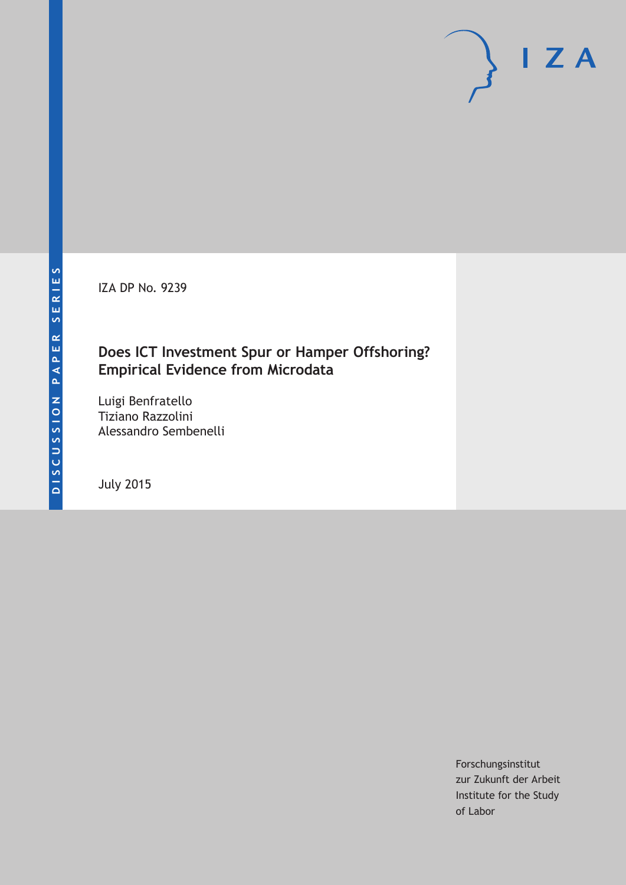DISCUSSION PAPER SERIES

IZA

IZA DP No. 9239

# Does ICT Investment Spur or Hamper Offshoring? Empirical Evidence from Microdata

Luigi Benfratello
Tiziano Razzolini
Alessandro Sembenelli

July 2015

Forschungsinstitut
zur Zukunft der Arbeit
Institute for the Study
of Labor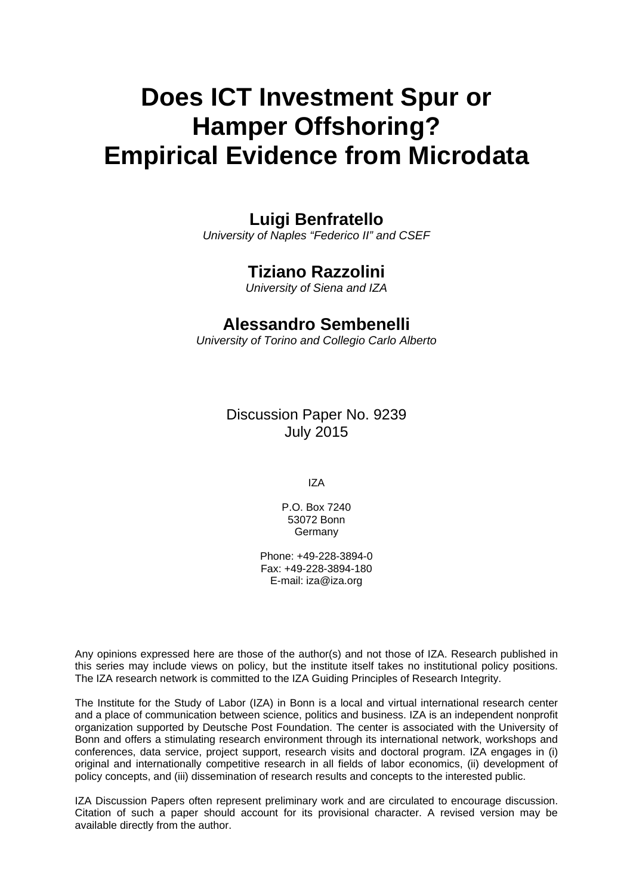# Does ICT Investment Spur or Hamper Offshoring? Empirical Evidence from Microdata

**Luigi Benfratello**
*University of Naples "Federico II" and CSEF*

**Tiziano Razzolini**
*University of Siena and IZA*

**Alessandro Sembenelli**
*University of Torino and Collegio Carlo Alberto*

Discussion Paper No. 9239
July 2015

IZA

P.O. Box 7240
53072 Bonn
Germany

Phone: +49-228-3894-0
Fax: +49-228-3894-180
E-mail: iza@iza.org

Any opinions expressed here are those of the author(s) and not those of IZA. Research published in this series may include views on policy, but the institute itself takes no institutional policy positions. The IZA research network is committed to the IZA Guiding Principles of Research Integrity.

The Institute for the Study of Labor (IZA) in Bonn is a local and virtual international research center and a place of communication between science, politics and business. IZA is an independent nonprofit organization supported by Deutsche Post Foundation. The center is associated with the University of Bonn and offers a stimulating research environment through its international network, workshops and conferences, data service, project support, research visits and doctoral program. IZA engages in (i) original and internationally competitive research in all fields of labor economics, (ii) development of policy concepts, and (iii) dissemination of research results and concepts to the interested public.

IZA Discussion Papers often represent preliminary work and are circulated to encourage discussion. Citation of such a paper should account for its provisional character. A revised version may be available directly from the author.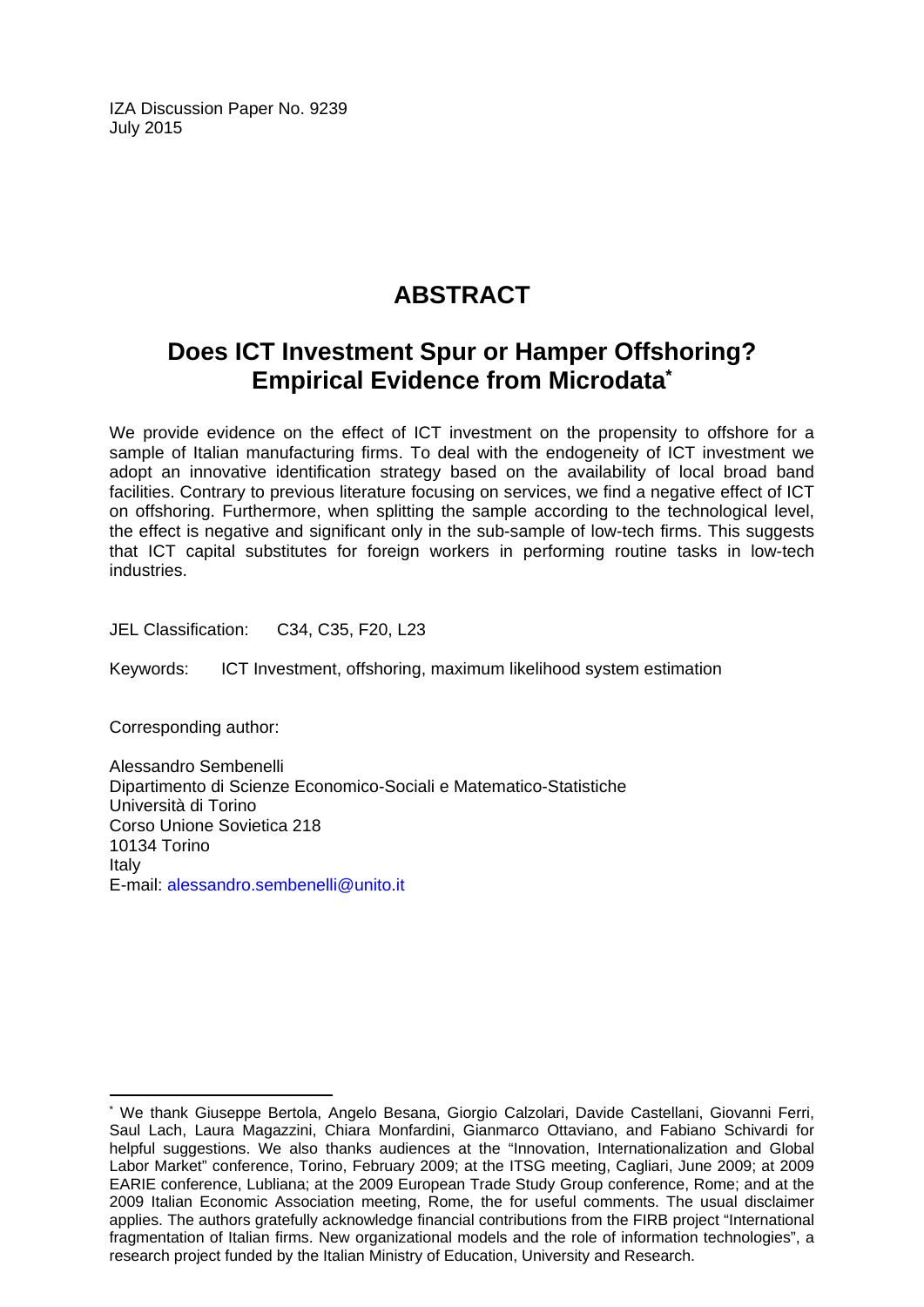IZA Discussion Paper No. 9239
July 2015

# ABSTRACT

## Does ICT Investment Spur or Hamper Offshoring? Empirical Evidence from Microdata*

We provide evidence on the effect of ICT investment on the propensity to offshore for a sample of Italian manufacturing firms. To deal with the endogeneity of ICT investment we adopt an innovative identification strategy based on the availability of local broad band facilities. Contrary to previous literature focusing on services, we find a negative effect of ICT on offshoring. Furthermore, when splitting the sample according to the technological level, the effect is negative and significant only in the sub-sample of low-tech firms. This suggests that ICT capital substitutes for foreign workers in performing routine tasks in low-tech industries.

JEL Classification: C34, C35, F20, L23

Keywords: ICT Investment, offshoring, maximum likelihood system estimation

Corresponding author:

Alessandro Sembenelli
Dipartimento di Scienze Economico-Sociali e Matematico-Statistiche
Università di Torino
Corso Unione Sovietica 218
10134 Torino
Italy
E-mail: alessandro.sembenelli@unito.it

---

* We thank Giuseppe Bertola, Angelo Besana, Giorgio Calzolari, Davide Castellani, Giovanni Ferri, Saul Lach, Laura Magazzini, Chiara Monfardini, Gianmarco Ottaviano, and Fabiano Schivardi for helpful suggestions. We also thanks audiences at the "Innovation, Internationalization and Global Labor Market" conference, Torino, February 2009; at the ITSG meeting, Cagliari, June 2009; at 2009 EARIE conference, Lubliana; at the 2009 European Trade Study Group conference, Rome; and at the 2009 Italian Economic Association meeting, Rome, the for useful comments. The usual disclaimer applies. The authors gratefully acknowledge financial contributions from the FIRB project "International fragmentation of Italian firms. New organizational models and the role of information technologies", a research project funded by the Italian Ministry of Education, University and Research.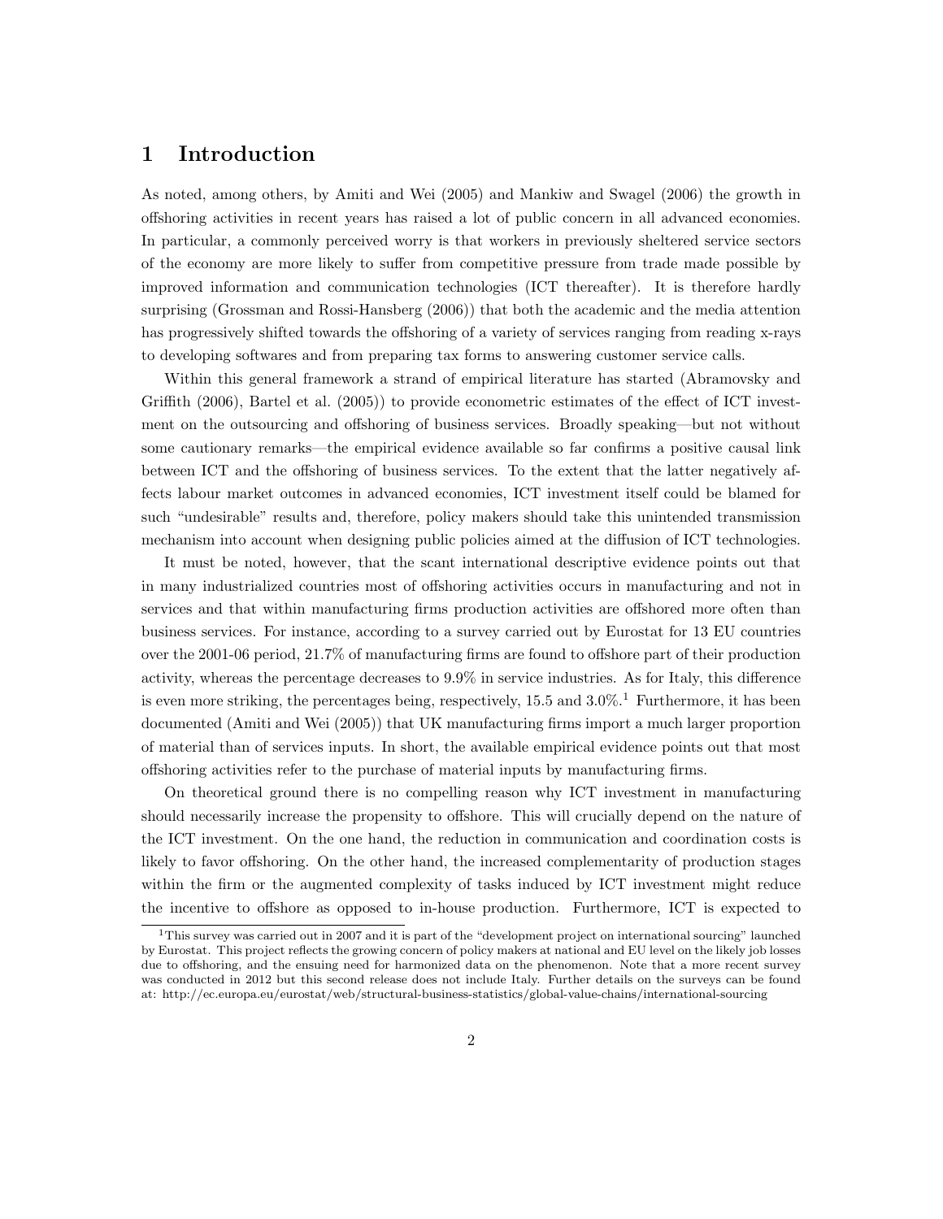# 1 Introduction

As noted, among others, by Amiti and Wei (2005) and Mankiw and Swagel (2006) the growth in offshoring activities in recent years has raised a lot of public concern in all advanced economies. In particular, a commonly perceived worry is that workers in previously sheltered service sectors of the economy are more likely to suffer from competitive pressure from trade made possible by improved information and communication technologies (ICT thereafter). It is therefore hardly surprising (Grossman and Rossi-Hansberg (2006)) that both the academic and the media attention has progressively shifted towards the offshoring of a variety of services ranging from reading x-rays to developing softwares and from preparing tax forms to answering customer service calls.

Within this general framework a strand of empirical literature has started (Abramovsky and Griffith (2006), Bartel et al. (2005)) to provide econometric estimates of the effect of ICT investment on the outsourcing and offshoring of business services. Broadly speaking—but not without some cautionary remarks—the empirical evidence available so far confirms a positive causal link between ICT and the offshoring of business services. To the extent that the latter negatively affects labour market outcomes in advanced economies, ICT investment itself could be blamed for such "undesirable" results and, therefore, policy makers should take this unintended transmission mechanism into account when designing public policies aimed at the diffusion of ICT technologies.

It must be noted, however, that the scant international descriptive evidence points out that in many industrialized countries most of offshoring activities occurs in manufacturing and not in services and that within manufacturing firms production activities are offshored more often than business services. For instance, according to a survey carried out by Eurostat for 13 EU countries over the 2001-06 period, 21.7% of manufacturing firms are found to offshore part of their production activity, whereas the percentage decreases to 9.9% in service industries. As for Italy, this difference is even more striking, the percentages being, respectively, 15.5 and 3.0%.[1] Furthermore, it has been documented (Amiti and Wei (2005)) that UK manufacturing firms import a much larger proportion of material than of services inputs. In short, the available empirical evidence points out that most offshoring activities refer to the purchase of material inputs by manufacturing firms.

On theoretical ground there is no compelling reason why ICT investment in manufacturing should necessarily increase the propensity to offshore. This will crucially depend on the nature of the ICT investment. On the one hand, the reduction in communication and coordination costs is likely to favor offshoring. On the other hand, the increased complementarity of production stages within the firm or the augmented complexity of tasks induced by ICT investment might reduce the incentive to offshore as opposed to in-house production. Furthermore, ICT is expected to

[1] This survey was carried out in 2007 and it is part of the "development project on international sourcing" launched by Eurostat. This project reflects the growing concern of policy makers at national and EU level on the likely job losses due to offshoring, and the ensuing need for harmonized data on the phenomenon. Note that a more recent survey was conducted in 2012 but this second release does not include Italy. Further details on the surveys can be found at: http://ec.europa.eu/eurostat/web/structural-business-statistics/global-value-chains/international-sourcing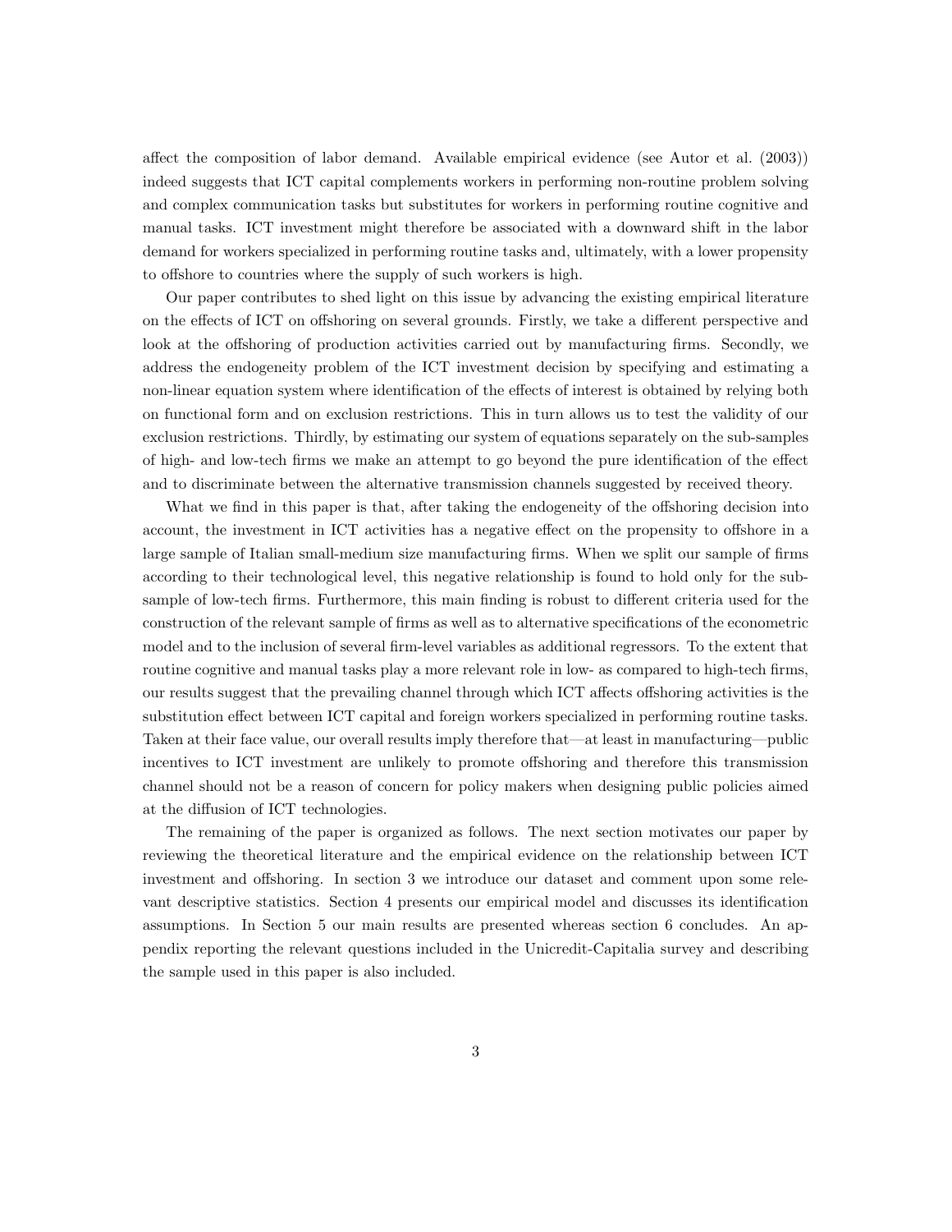affect the composition of labor demand. Available empirical evidence (see Autor et al. (2003)) indeed suggests that ICT capital complements workers in performing non-routine problem solving and complex communication tasks but substitutes for workers in performing routine cognitive and manual tasks. ICT investment might therefore be associated with a downward shift in the labor demand for workers specialized in performing routine tasks and, ultimately, with a lower propensity to offshore to countries where the supply of such workers is high.

Our paper contributes to shed light on this issue by advancing the existing empirical literature on the effects of ICT on offshoring on several grounds. Firstly, we take a different perspective and look at the offshoring of production activities carried out by manufacturing firms. Secondly, we address the endogeneity problem of the ICT investment decision by specifying and estimating a non-linear equation system where identification of the effects of interest is obtained by relying both on functional form and on exclusion restrictions. This in turn allows us to test the validity of our exclusion restrictions. Thirdly, by estimating our system of equations separately on the sub-samples of high- and low-tech firms we make an attempt to go beyond the pure identification of the effect and to discriminate between the alternative transmission channels suggested by received theory.

What we find in this paper is that, after taking the endogeneity of the offshoring decision into account, the investment in ICT activities has a negative effect on the propensity to offshore in a large sample of Italian small-medium size manufacturing firms. When we split our sample of firms according to their technological level, this negative relationship is found to hold only for the sub-sample of low-tech firms. Furthermore, this main finding is robust to different criteria used for the construction of the relevant sample of firms as well as to alternative specifications of the econometric model and to the inclusion of several firm-level variables as additional regressors. To the extent that routine cognitive and manual tasks play a more relevant role in low- as compared to high-tech firms, our results suggest that the prevailing channel through which ICT affects offshoring activities is the substitution effect between ICT capital and foreign workers specialized in performing routine tasks. Taken at their face value, our overall results imply therefore that—at least in manufacturing—public incentives to ICT investment are unlikely to promote offshoring and therefore this transmission channel should not be a reason of concern for policy makers when designing public policies aimed at the diffusion of ICT technologies.

The remaining of the paper is organized as follows. The next section motivates our paper by reviewing the theoretical literature and the empirical evidence on the relationship between ICT investment and offshoring. In section 3 we introduce our dataset and comment upon some relevant descriptive statistics. Section 4 presents our empirical model and discusses its identification assumptions. In Section 5 our main results are presented whereas section 6 concludes. An appendix reporting the relevant questions included in the Unicredit-Capitalia survey and describing the sample used in this paper is also included.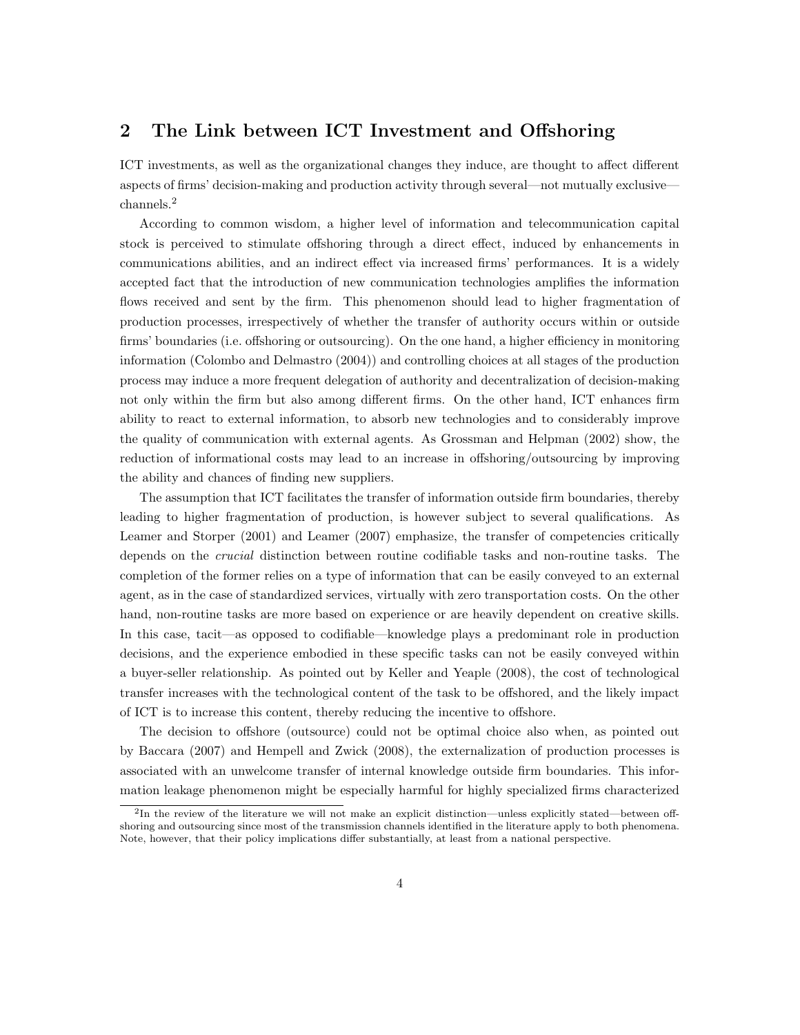## 2 The Link between ICT Investment and Offshoring

ICT investments, as well as the organizational changes they induce, are thought to affect different aspects of firms' decision-making and production activity through several—not mutually exclusive—channels.[2]

According to common wisdom, a higher level of information and telecommunication capital stock is perceived to stimulate offshoring through a direct effect, induced by enhancements in communications abilities, and an indirect effect via increased firms' performances. It is a widely accepted fact that the introduction of new communication technologies amplifies the information flows received and sent by the firm. This phenomenon should lead to higher fragmentation of production processes, irrespectively of whether the transfer of authority occurs within or outside firms' boundaries (i.e. offshoring or outsourcing). On the one hand, a higher efficiency in monitoring information (Colombo and Delmastro (2004)) and controlling choices at all stages of the production process may induce a more frequent delegation of authority and decentralization of decision-making not only within the firm but also among different firms. On the other hand, ICT enhances firm ability to react to external information, to absorb new technologies and to considerably improve the quality of communication with external agents. As Grossman and Helpman (2002) show, the reduction of informational costs may lead to an increase in offshoring/outsourcing by improving the ability and chances of finding new suppliers.

The assumption that ICT facilitates the transfer of information outside firm boundaries, thereby leading to higher fragmentation of production, is however subject to several qualifications. As Leamer and Storper (2001) and Leamer (2007) emphasize, the transfer of competencies critically depends on the *crucial* distinction between routine codifiable tasks and non-routine tasks. The completion of the former relies on a type of information that can be easily conveyed to an external agent, as in the case of standardized services, virtually with zero transportation costs. On the other hand, non-routine tasks are more based on experience or are heavily dependent on creative skills. In this case, tacit—as opposed to codifiable—knowledge plays a predominant role in production decisions, and the experience embodied in these specific tasks can not be easily conveyed within a buyer-seller relationship. As pointed out by Keller and Yeaple (2008), the cost of technological transfer increases with the technological content of the task to be offshored, and the likely impact of ICT is to increase this content, thereby reducing the incentive to offshore.

The decision to offshore (outsource) could not be optimal choice also when, as pointed out by Baccara (2007) and Hempell and Zwick (2008), the externalization of production processes is associated with an unwelcome transfer of internal knowledge outside firm boundaries. This information leakage phenomenon might be especially harmful for highly specialized firms characterized

[2] In the review of the literature we will not make an explicit distinction—unless explicitly stated—between offshoring and outsourcing since most of the transmission channels identified in the literature apply to both phenomena. Note, however, that their policy implications differ substantially, at least from a national perspective.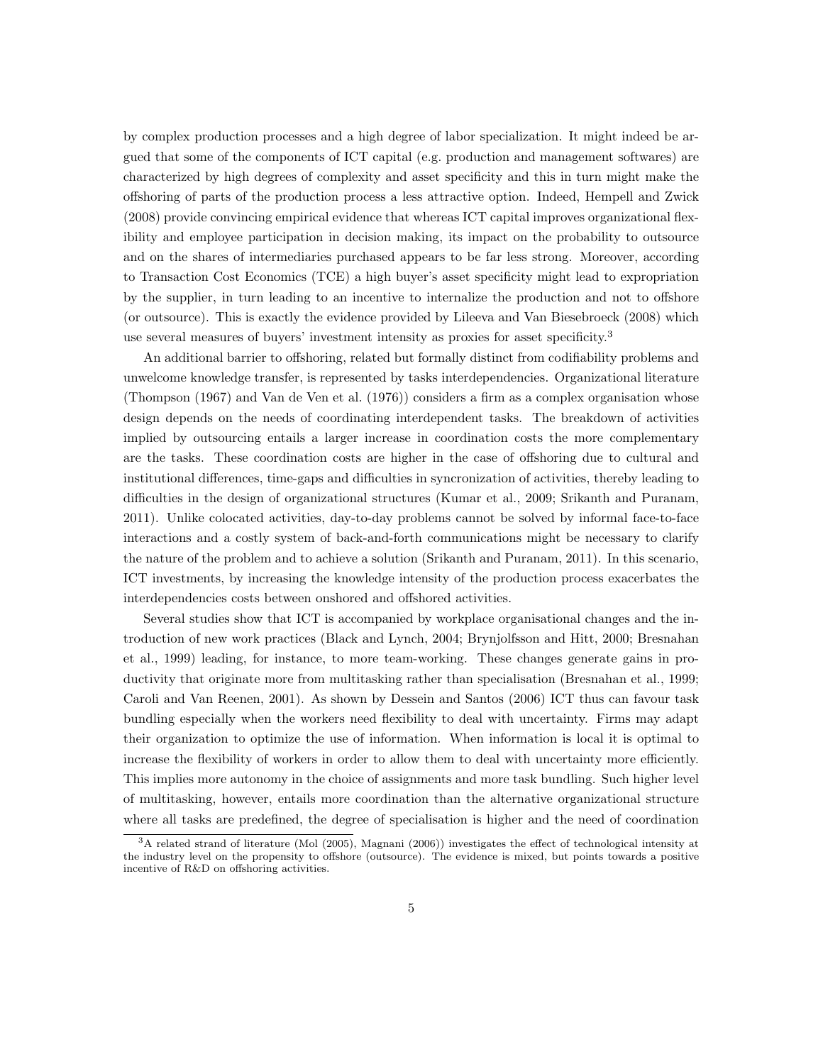by complex production processes and a high degree of labor specialization. It might indeed be argued that some of the components of ICT capital (e.g. production and management softwares) are characterized by high degrees of complexity and asset specificity and this in turn might make the offshoring of parts of the production process a less attractive option. Indeed, Hempell and Zwick (2008) provide convincing empirical evidence that whereas ICT capital improves organizational flexibility and employee participation in decision making, its impact on the probability to outsource and on the shares of intermediaries purchased appears to be far less strong. Moreover, according to Transaction Cost Economics (TCE) a high buyer's asset specificity might lead to expropriation by the supplier, in turn leading to an incentive to internalize the production and not to offshore (or outsource). This is exactly the evidence provided by Lileeva and Van Biesebroeck (2008) which use several measures of buyers' investment intensity as proxies for asset specificity.[3]

An additional barrier to offshoring, related but formally distinct from codifiability problems and unwelcome knowledge transfer, is represented by tasks interdependencies. Organizational literature (Thompson (1967) and Van de Ven et al. (1976)) considers a firm as a complex organisation whose design depends on the needs of coordinating interdependent tasks. The breakdown of activities implied by outsourcing entails a larger increase in coordination costs the more complementary are the tasks. These coordination costs are higher in the case of offshoring due to cultural and institutional differences, time-gaps and difficulties in syncronization of activities, thereby leading to difficulties in the design of organizational structures (Kumar et al., 2009; Srikanth and Puranam, 2011). Unlike colocated activities, day-to-day problems cannot be solved by informal face-to-face interactions and a costly system of back-and-forth communications might be necessary to clarify the nature of the problem and to achieve a solution (Srikanth and Puranam, 2011). In this scenario, ICT investments, by increasing the knowledge intensity of the production process exacerbates the interdependencies costs between onshored and offshored activities.

Several studies show that ICT is accompanied by workplace organisational changes and the introduction of new work practices (Black and Lynch, 2004; Brynjolfsson and Hitt, 2000; Bresnahan et al., 1999) leading, for instance, to more team-working. These changes generate gains in productivity that originate more from multitasking rather than specialisation (Bresnahan et al., 1999; Caroli and Van Reenen, 2001). As shown by Dessein and Santos (2006) ICT thus can favour task bundling especially when the workers need flexibility to deal with uncertainty. Firms may adapt their organization to optimize the use of information. When information is local it is optimal to increase the flexibility of workers in order to allow them to deal with uncertainty more efficiently. This implies more autonomy in the choice of assignments and more task bundling. Such higher level of multitasking, however, entails more coordination than the alternative organizational structure where all tasks are predefined, the degree of specialisation is higher and the need of coordination

[3] A related strand of literature (Mol (2005), Magnani (2006)) investigates the effect of technological intensity at the industry level on the propensity to offshore (outsource). The evidence is mixed, but points towards a positive incentive of R&D on offshoring activities.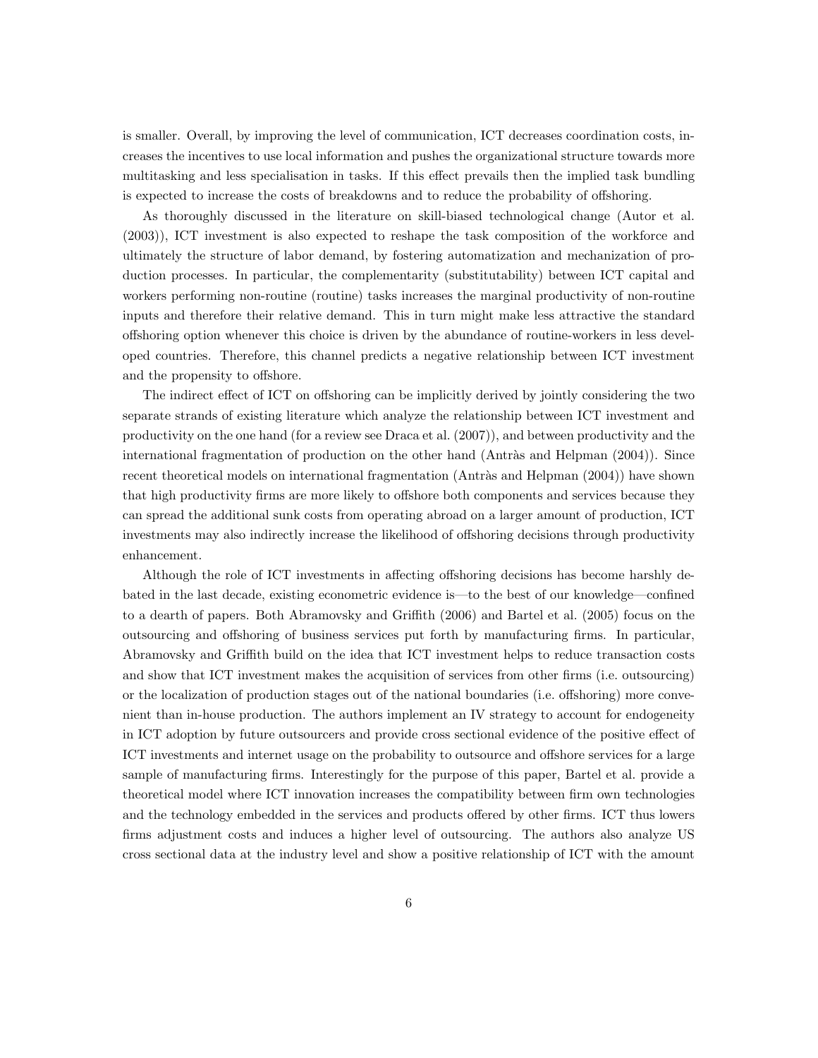is smaller. Overall, by improving the level of communication, ICT decreases coordination costs, increases the incentives to use local information and pushes the organizational structure towards more multitasking and less specialisation in tasks. If this effect prevails then the implied task bundling is expected to increase the costs of breakdowns and to reduce the probability of offshoring.

As thoroughly discussed in the literature on skill-biased technological change (Autor et al. (2003)), ICT investment is also expected to reshape the task composition of the workforce and ultimately the structure of labor demand, by fostering automatization and mechanization of production processes. In particular, the complementarity (substitutability) between ICT capital and workers performing non-routine (routine) tasks increases the marginal productivity of non-routine inputs and therefore their relative demand. This in turn might make less attractive the standard offshoring option whenever this choice is driven by the abundance of routine-workers in less developed countries. Therefore, this channel predicts a negative relationship between ICT investment and the propensity to offshore.

The indirect effect of ICT on offshoring can be implicitly derived by jointly considering the two separate strands of existing literature which analyze the relationship between ICT investment and productivity on the one hand (for a review see Draca et al. (2007)), and between productivity and the international fragmentation of production on the other hand (Antràs and Helpman (2004)). Since recent theoretical models on international fragmentation (Antràs and Helpman (2004)) have shown that high productivity firms are more likely to offshore both components and services because they can spread the additional sunk costs from operating abroad on a larger amount of production, ICT investments may also indirectly increase the likelihood of offshoring decisions through productivity enhancement.

Although the role of ICT investments in affecting offshoring decisions has become harshly debated in the last decade, existing econometric evidence is—to the best of our knowledge—confined to a dearth of papers. Both Abramovsky and Griffith (2006) and Bartel et al. (2005) focus on the outsourcing and offshoring of business services put forth by manufacturing firms. In particular, Abramovsky and Griffith build on the idea that ICT investment helps to reduce transaction costs and show that ICT investment makes the acquisition of services from other firms (i.e. outsourcing) or the localization of production stages out of the national boundaries (i.e. offshoring) more convenient than in-house production. The authors implement an IV strategy to account for endogeneity in ICT adoption by future outsourcers and provide cross sectional evidence of the positive effect of ICT investments and internet usage on the probability to outsource and offshore services for a large sample of manufacturing firms. Interestingly for the purpose of this paper, Bartel et al. provide a theoretical model where ICT innovation increases the compatibility between firm own technologies and the technology embedded in the services and products offered by other firms. ICT thus lowers firms adjustment costs and induces a higher level of outsourcing. The authors also analyze US cross sectional data at the industry level and show a positive relationship of ICT with the amount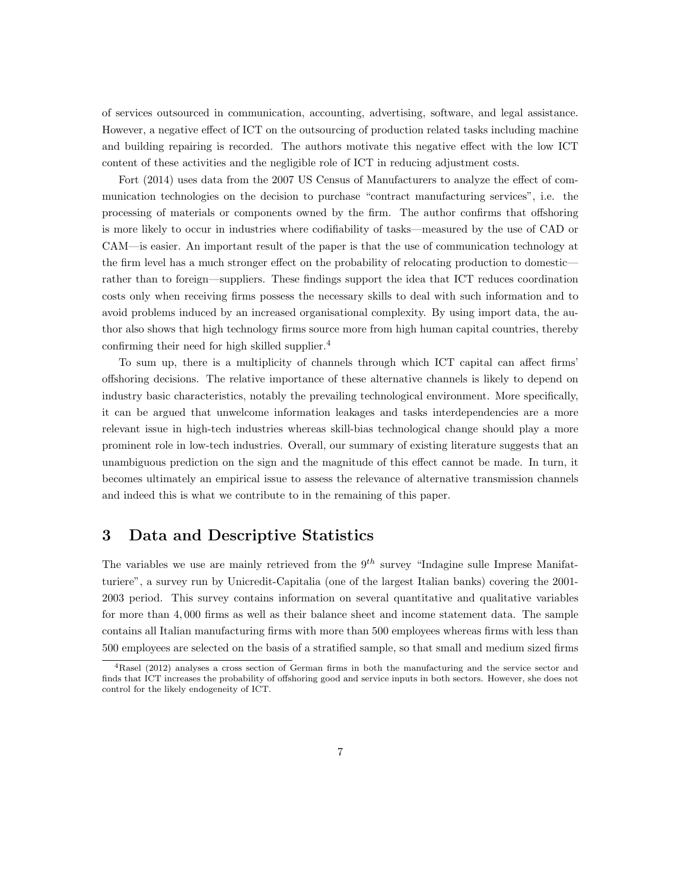of services outsourced in communication, accounting, advertising, software, and legal assistance. However, a negative effect of ICT on the outsourcing of production related tasks including machine and building repairing is recorded. The authors motivate this negative effect with the low ICT content of these activities and the negligible role of ICT in reducing adjustment costs.

Fort (2014) uses data from the 2007 US Census of Manufacturers to analyze the effect of communication technologies on the decision to purchase "contract manufacturing services", i.e. the processing of materials or components owned by the firm. The author confirms that offshoring is more likely to occur in industries where codifiability of tasks—measured by the use of CAD or CAM—is easier. An important result of the paper is that the use of communication technology at the firm level has a much stronger effect on the probability of relocating production to domestic—rather than to foreign—suppliers. These findings support the idea that ICT reduces coordination costs only when receiving firms possess the necessary skills to deal with such information and to avoid problems induced by an increased organisational complexity. By using import data, the author also shows that high technology firms source more from high human capital countries, thereby confirming their need for high skilled supplier.[4]

To sum up, there is a multiplicity of channels through which ICT capital can affect firms' offshoring decisions. The relative importance of these alternative channels is likely to depend on industry basic characteristics, notably the prevailing technological environment. More specifically, it can be argued that unwelcome information leakages and tasks interdependencies are a more relevant issue in high-tech industries whereas skill-bias technological change should play a more prominent role in low-tech industries. Overall, our summary of existing literature suggests that an unambiguous prediction on the sign and the magnitude of this effect cannot be made. In turn, it becomes ultimately an empirical issue to assess the relevance of alternative transmission channels and indeed this is what we contribute to in the remaining of this paper.

## 3 Data and Descriptive Statistics

The variables we use are mainly retrieved from the $9^{th}$ survey "Indagine sulle Imprese Manifatturiere", a survey run by Unicredit-Capitalia (one of the largest Italian banks) covering the 2001-2003 period. This survey contains information on several quantitative and qualitative variables for more than 4,000 firms as well as their balance sheet and income statement data. The sample contains all Italian manufacturing firms with more than 500 employees whereas firms with less than 500 employees are selected on the basis of a stratified sample, so that small and medium sized firms

[4] Rasel (2012) analyses a cross section of German firms in both the manufacturing and the service sector and finds that ICT increases the probability of offshoring good and service inputs in both sectors. However, she does not control for the likely endogeneity of ICT.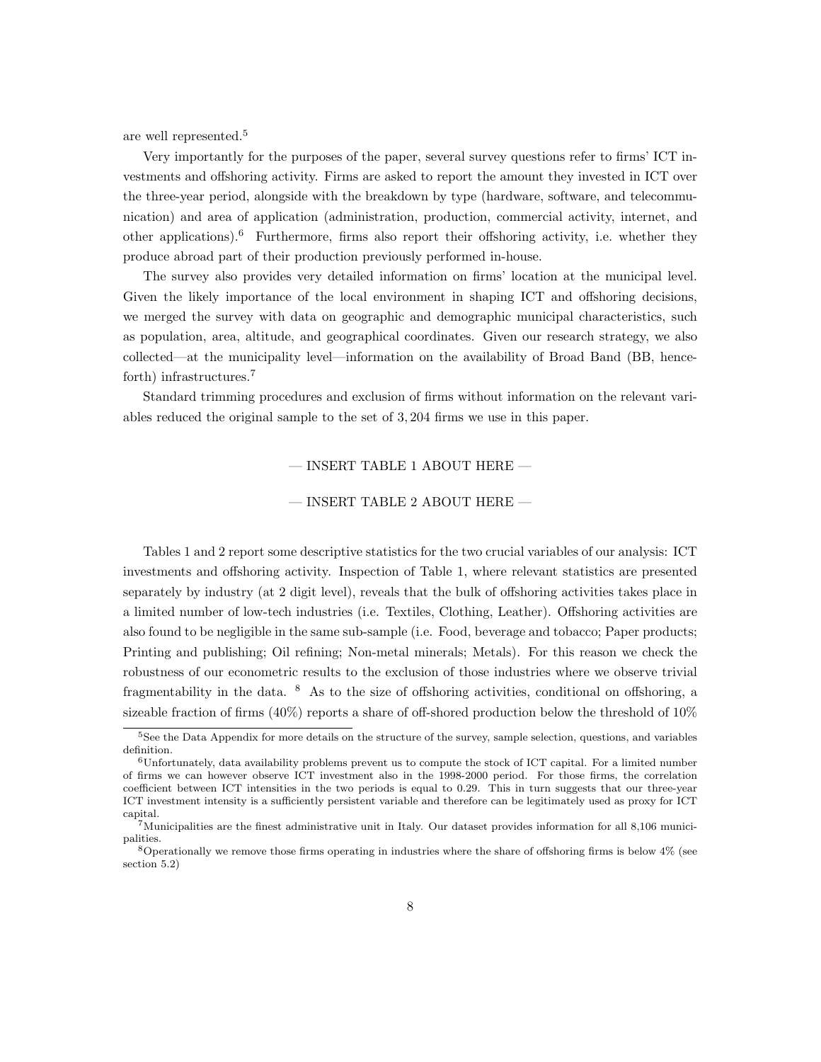are well represented.[5]

Very importantly for the purposes of the paper, several survey questions refer to firms' ICT investments and offshoring activity. Firms are asked to report the amount they invested in ICT over the three-year period, alongside with the breakdown by type (hardware, software, and telecommunication) and area of application (administration, production, commercial activity, internet, and other applications).[6] Furthermore, firms also report their offshoring activity, i.e. whether they produce abroad part of their production previously performed in-house.

The survey also provides very detailed information on firms' location at the municipal level. Given the likely importance of the local environment in shaping ICT and offshoring decisions, we merged the survey with data on geographic and demographic municipal characteristics, such as population, area, altitude, and geographical coordinates. Given our research strategy, we also collected—at the municipality level—information on the availability of Broad Band (BB, henceforth) infrastructures.[7]

Standard trimming procedures and exclusion of firms without information on the relevant variables reduced the original sample to the set of 3,204 firms we use in this paper.

— INSERT TABLE 1 ABOUT HERE —

— INSERT TABLE 2 ABOUT HERE —

Tables 1 and 2 report some descriptive statistics for the two crucial variables of our analysis: ICT investments and offshoring activity. Inspection of Table 1, where relevant statistics are presented separately by industry (at 2 digit level), reveals that the bulk of offshoring activities takes place in a limited number of low-tech industries (i.e. Textiles, Clothing, Leather). Offshoring activities are also found to be negligible in the same sub-sample (i.e. Food, beverage and tobacco; Paper products; Printing and publishing; Oil refining; Non-metal minerals; Metals). For this reason we check the robustness of our econometric results to the exclusion of those industries where we observe trivial fragmentability in the data. [8] As to the size of offshoring activities, conditional on offshoring, a sizeable fraction of firms (40%) reports a share of off-shored production below the threshold of 10%

[5]See the Data Appendix for more details on the structure of the survey, sample selection, questions, and variables definition.

[6]Unfortunately, data availability problems prevent us to compute the stock of ICT capital. For a limited number of firms we can however observe ICT investment also in the 1998-2000 period. For those firms, the correlation coefficient between ICT intensities in the two periods is equal to 0.29. This in turn suggests that our three-year ICT investment intensity is a sufficiently persistent variable and therefore can be legitimately used as proxy for ICT capital.

[7]Municipalities are the finest administrative unit in Italy. Our dataset provides information for all 8,106 municipalities.

[8]Operationally we remove those firms operating in industries where the share of offshoring firms is below 4% (see section 5.2)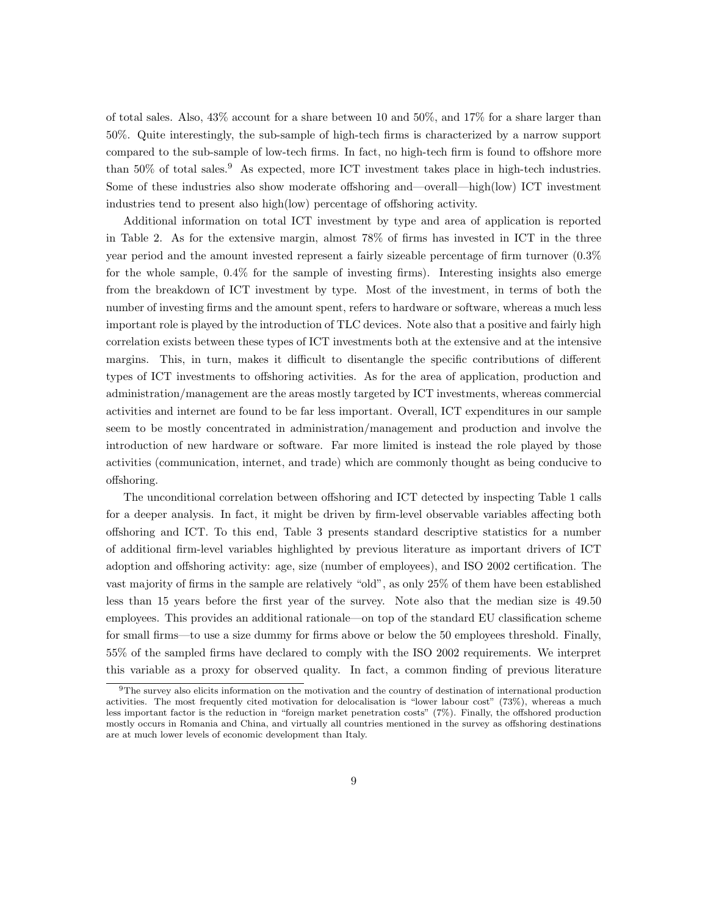of total sales. Also, 43% account for a share between 10 and 50%, and 17% for a share larger than 50%. Quite interestingly, the sub-sample of high-tech firms is characterized by a narrow support compared to the sub-sample of low-tech firms. In fact, no high-tech firm is found to offshore more than 50% of total sales.[9] As expected, more ICT investment takes place in high-tech industries. Some of these industries also show moderate offshoring and—overall—high(low) ICT investment industries tend to present also high(low) percentage of offshoring activity.

Additional information on total ICT investment by type and area of application is reported in Table 2. As for the extensive margin, almost 78% of firms has invested in ICT in the three year period and the amount invested represent a fairly sizeable percentage of firm turnover (0.3% for the whole sample, 0.4% for the sample of investing firms). Interesting insights also emerge from the breakdown of ICT investment by type. Most of the investment, in terms of both the number of investing firms and the amount spent, refers to hardware or software, whereas a much less important role is played by the introduction of TLC devices. Note also that a positive and fairly high correlation exists between these types of ICT investments both at the extensive and at the intensive margins. This, in turn, makes it difficult to disentangle the specific contributions of different types of ICT investments to offshoring activities. As for the area of application, production and administration/management are the areas mostly targeted by ICT investments, whereas commercial activities and internet are found to be far less important. Overall, ICT expenditures in our sample seem to be mostly concentrated in administration/management and production and involve the introduction of new hardware or software. Far more limited is instead the role played by those activities (communication, internet, and trade) which are commonly thought as being conducive to offshoring.

The unconditional correlation between offshoring and ICT detected by inspecting Table 1 calls for a deeper analysis. In fact, it might be driven by firm-level observable variables affecting both offshoring and ICT. To this end, Table 3 presents standard descriptive statistics for a number of additional firm-level variables highlighted by previous literature as important drivers of ICT adoption and offshoring activity: age, size (number of employees), and ISO 2002 certification. The vast majority of firms in the sample are relatively "old", as only 25% of them have been established less than 15 years before the first year of the survey. Note also that the median size is 49.50 employees. This provides an additional rationale—on top of the standard EU classification scheme for small firms—to use a size dummy for firms above or below the 50 employees threshold. Finally, 55% of the sampled firms have declared to comply with the ISO 2002 requirements. We interpret this variable as a proxy for observed quality. In fact, a common finding of previous literature

[9] The survey also elicits information on the motivation and the country of destination of international production activities. The most frequently cited motivation for delocalisation is "lower labour cost" (73%), whereas a much less important factor is the reduction in "foreign market penetration costs" (7%). Finally, the offshored production mostly occurs in Romania and China, and virtually all countries mentioned in the survey as offshoring destinations are at much lower levels of economic development than Italy.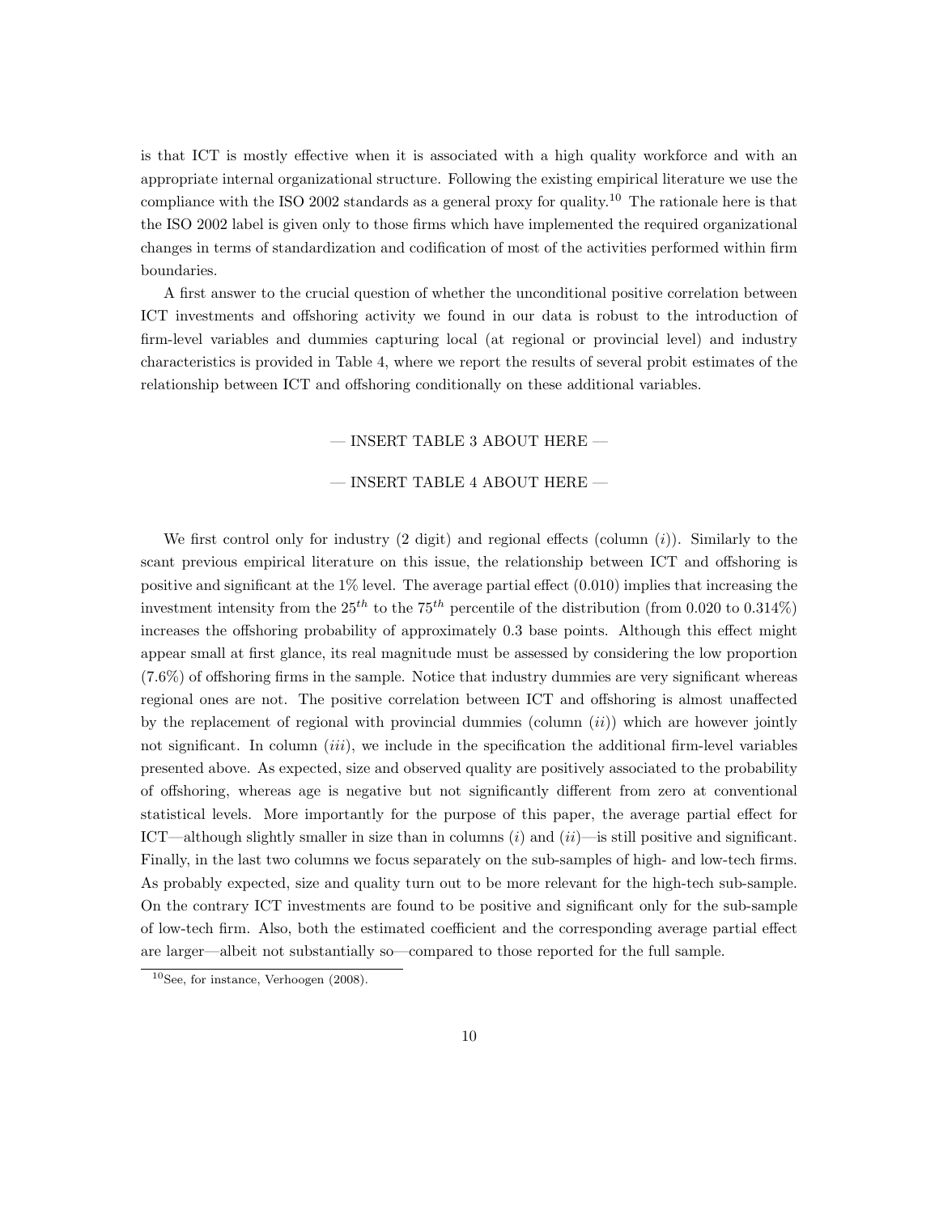is that ICT is mostly effective when it is associated with a high quality workforce and with an appropriate internal organizational structure. Following the existing empirical literature we use the compliance with the ISO 2002 standards as a general proxy for quality.[10] The rationale here is that the ISO 2002 label is given only to those firms which have implemented the required organizational changes in terms of standardization and codification of most of the activities performed within firm boundaries.

A first answer to the crucial question of whether the unconditional positive correlation between ICT investments and offshoring activity we found in our data is robust to the introduction of firm-level variables and dummies capturing local (at regional or provincial level) and industry characteristics is provided in Table 4, where we report the results of several probit estimates of the relationship between ICT and offshoring conditionally on these additional variables.

— INSERT TABLE 3 ABOUT HERE —

— INSERT TABLE 4 ABOUT HERE —

We first control only for industry (2 digit) and regional effects (column (*i*)). Similarly to the scant previous empirical literature on this issue, the relationship between ICT and offshoring is positive and significant at the 1% level. The average partial effect (0.010) implies that increasing the investment intensity from the $25^{th}$ to the $75^{th}$ percentile of the distribution (from 0.020 to 0.314%) increases the offshoring probability of approximately 0.3 base points. Although this effect might appear small at first glance, its real magnitude must be assessed by considering the low proportion (7.6%) of offshoring firms in the sample. Notice that industry dummies are very significant whereas regional ones are not. The positive correlation between ICT and offshoring is almost unaffected by the replacement of regional with provincial dummies (column (*ii*)) which are however jointly not significant. In column (*iii*), we include in the specification the additional firm-level variables presented above. As expected, size and observed quality are positively associated to the probability of offshoring, whereas age is negative but not significantly different from zero at conventional statistical levels. More importantly for the purpose of this paper, the average partial effect for ICT—although slightly smaller in size than in columns (*i*) and (*ii*)—is still positive and significant. Finally, in the last two columns we focus separately on the sub-samples of high- and low-tech firms. As probably expected, size and quality turn out to be more relevant for the high-tech sub-sample. On the contrary ICT investments are found to be positive and significant only for the sub-sample of low-tech firm. Also, both the estimated coefficient and the corresponding average partial effect are larger—albeit not substantially so—compared to those reported for the full sample.

[10] See, for instance, Verhoogen (2008).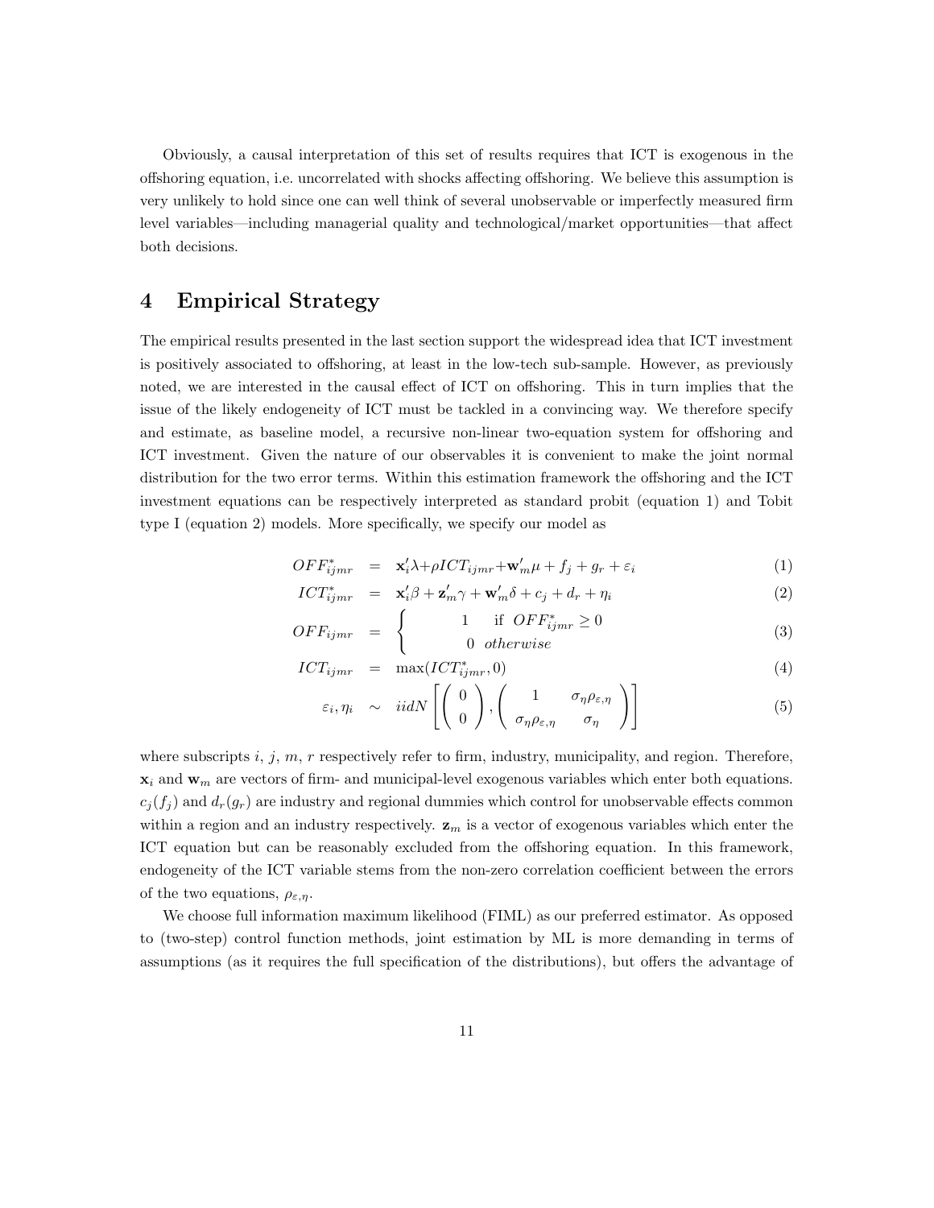Obviously, a causal interpretation of this set of results requires that ICT is exogenous in the offshoring equation, i.e. uncorrelated with shocks affecting offshoring. We believe this assumption is very unlikely to hold since one can well think of several unobservable or imperfectly measured firm level variables—including managerial quality and technological/market opportunities—that affect both decisions.

# 4 Empirical Strategy

The empirical results presented in the last section support the widespread idea that ICT investment is positively associated to offshoring, at least in the low-tech sub-sample. However, as previously noted, we are interested in the causal effect of ICT on offshoring. This in turn implies that the issue of the likely endogeneity of ICT must be tackled in a convincing way. We therefore specify and estimate, as baseline model, a recursive non-linear two-equation system for offshoring and ICT investment. Given the nature of our observables it is convenient to make the joint normal distribution for the two error terms. Within this estimation framework the offshoring and the ICT investment equations can be respectively interpreted as standard probit (equation 1) and Tobit type I (equation 2) models. More specifically, we specify our model as

$$OFF^*_{ijmr} = \mathbf{x}_i'\lambda + \rho ICT_{ijmr} + \mathbf{w}_m'\mu + f_j + g_r + \varepsilon_i \quad (1)$$

$$ICT^*_{ijmr} = \mathbf{x}_i'\beta + \mathbf{z}_m'\gamma + \mathbf{w}_m'\delta + c_j + d_r + \eta_i \quad (2)$$

$$OFF_{ijmr} = \begin{cases} 1 & \text{if } OFF^*_{ijmr} \geq 0 \\ 0 & otherwise \end{cases} \quad (3)$$

$$ICT_{ijmr} = \max(ICT^*_{ijmr}, 0) \quad (4)$$

$$\varepsilon_i, \eta_i \sim iidN\left[\begin{pmatrix} 0 \\ 0 \end{pmatrix}, \begin{pmatrix} 1 & \sigma_\eta \rho_{\varepsilon,\eta} \\ \sigma_\eta \rho_{\varepsilon,\eta} & \sigma_\eta \end{pmatrix}\right] \quad (5)$$

where subscripts $i$, $j$, $m$, $r$ respectively refer to firm, industry, municipality, and region. Therefore, $\mathbf{x}_i$ and $\mathbf{w}_m$ are vectors of firm- and municipal-level exogenous variables which enter both equations. $c_j(f_j)$ and $d_r(g_r)$ are industry and regional dummies which control for unobservable effects common within a region and an industry respectively. $\mathbf{z}_m$ is a vector of exogenous variables which enter the ICT equation but can be reasonably excluded from the offshoring equation. In this framework, endogeneity of the ICT variable stems from the non-zero correlation coefficient between the errors of the two equations, $\rho_{\varepsilon,\eta}$.

We choose full information maximum likelihood (FIML) as our preferred estimator. As opposed to (two-step) control function methods, joint estimation by ML is more demanding in terms of assumptions (as it requires the full specification of the distributions), but offers the advantage of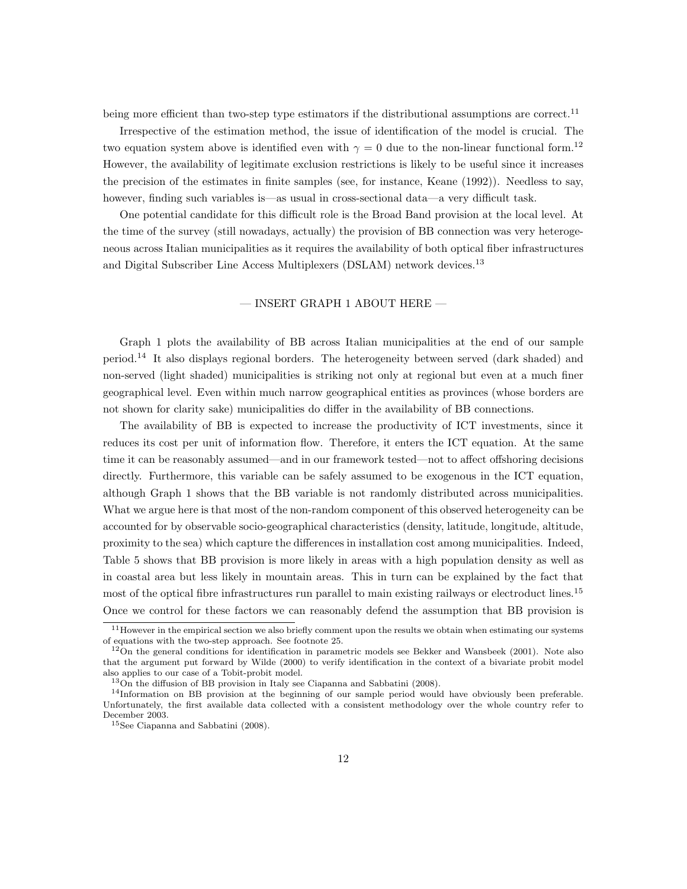being more efficient than two-step type estimators if the distributional assumptions are correct.[11]

Irrespective of the estimation method, the issue of identification of the model is crucial. The two equation system above is identified even with $\gamma = 0$ due to the non-linear functional form.[12] However, the availability of legitimate exclusion restrictions is likely to be useful since it increases the precision of the estimates in finite samples (see, for instance, Keane (1992)). Needless to say, however, finding such variables is—as usual in cross-sectional data—a very difficult task.

One potential candidate for this difficult role is the Broad Band provision at the local level. At the time of the survey (still nowadays, actually) the provision of BB connection was very heterogeneous across Italian municipalities as it requires the availability of both optical fiber infrastructures and Digital Subscriber Line Access Multiplexers (DSLAM) network devices.[13]

— INSERT GRAPH 1 ABOUT HERE —

Graph 1 plots the availability of BB across Italian municipalities at the end of our sample period.[14] It also displays regional borders. The heterogeneity between served (dark shaded) and non-served (light shaded) municipalities is striking not only at regional but even at a much finer geographical level. Even within much narrow geographical entities as provinces (whose borders are not shown for clarity sake) municipalities do differ in the availability of BB connections.

The availability of BB is expected to increase the productivity of ICT investments, since it reduces its cost per unit of information flow. Therefore, it enters the ICT equation. At the same time it can be reasonably assumed—and in our framework tested—not to affect offshoring decisions directly. Furthermore, this variable can be safely assumed to be exogenous in the ICT equation, although Graph 1 shows that the BB variable is not randomly distributed across municipalities. What we argue here is that most of the non-random component of this observed heterogeneity can be accounted for by observable socio-geographical characteristics (density, latitude, longitude, altitude, proximity to the sea) which capture the differences in installation cost among municipalities. Indeed, Table 5 shows that BB provision is more likely in areas with a high population density as well as in coastal area but less likely in mountain areas. This in turn can be explained by the fact that most of the optical fibre infrastructures run parallel to main existing railways or electroduct lines.[15] Once we control for these factors we can reasonably defend the assumption that BB provision is

[11] However in the empirical section we also briefly comment upon the results we obtain when estimating our systems of equations with the two-step approach. See footnote 25.

[12] On the general conditions for identification in parametric models see Bekker and Wansbeek (2001). Note also that the argument put forward by Wilde (2000) to verify identification in the context of a bivariate probit model also applies to our case of a Tobit-probit model.

[13] On the diffusion of BB provision in Italy see Ciapanna and Sabbatini (2008).

[14] Information on BB provision at the beginning of our sample period would have obviously been preferable. Unfortunately, the first available data collected with a consistent methodology over the whole country refer to December 2003.

[15] See Ciapanna and Sabbatini (2008).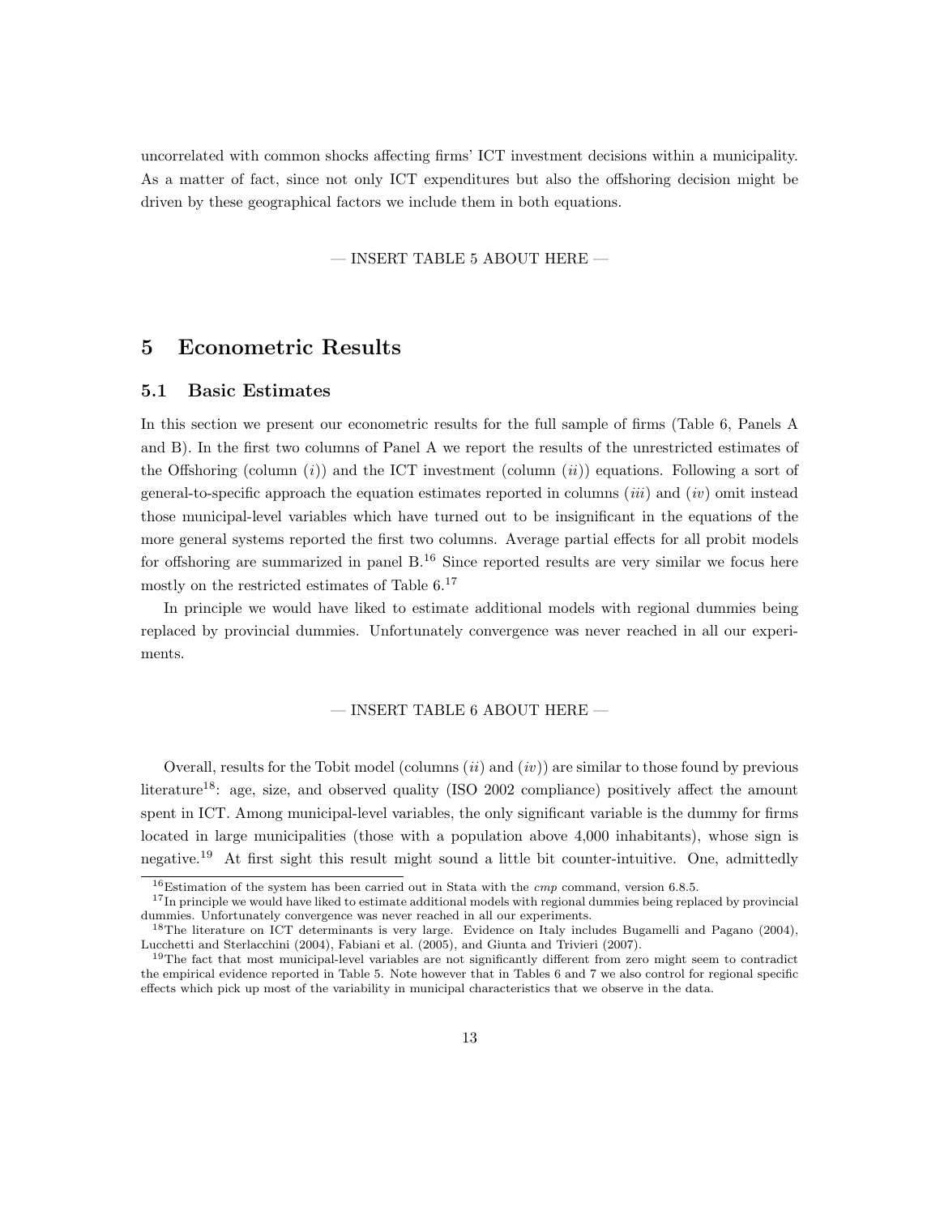uncorrelated with common shocks affecting firms' ICT investment decisions within a municipality. As a matter of fact, since not only ICT expenditures but also the offshoring decision might be driven by these geographical factors we include them in both equations.

— INSERT TABLE 5 ABOUT HERE —

# 5 Econometric Results

## 5.1 Basic Estimates

In this section we present our econometric results for the full sample of firms (Table 6, Panels A and B). In the first two columns of Panel A we report the results of the unrestricted estimates of the Offshoring (column (*i*)) and the ICT investment (column (*ii*)) equations. Following a sort of general-to-specific approach the equation estimates reported in columns (*iii*) and (*iv*) omit instead those municipal-level variables which have turned out to be insignificant in the equations of the more general systems reported the first two columns. Average partial effects for all probit models for offshoring are summarized in panel B.[16] Since reported results are very similar we focus here mostly on the restricted estimates of Table 6.[17]

In principle we would have liked to estimate additional models with regional dummies being replaced by provincial dummies. Unfortunately convergence was never reached in all our experiments.

— INSERT TABLE 6 ABOUT HERE —

Overall, results for the Tobit model (columns (*ii*) and (*iv*)) are similar to those found by previous literature[18]: age, size, and observed quality (ISO 2002 compliance) positively affect the amount spent in ICT. Among municipal-level variables, the only significant variable is the dummy for firms located in large municipalities (those with a population above 4,000 inhabitants), whose sign is negative.[19] At first sight this result might sound a little bit counter-intuitive. One, admittedly

[16] Estimation of the system has been carried out in Stata with the *cmp* command, version 6.8.5.

[17] In principle we would have liked to estimate additional models with regional dummies being replaced by provincial dummies. Unfortunately convergence was never reached in all our experiments.

[18] The literature on ICT determinants is very large. Evidence on Italy includes Bugamelli and Pagano (2004), Lucchetti and Sterlacchini (2004), Fabiani et al. (2005), and Giunta and Trivieri (2007).

[19] The fact that most municipal-level variables are not significantly different from zero might seem to contradict the empirical evidence reported in Table 5. Note however that in Tables 6 and 7 we also control for regional specific effects which pick up most of the variability in municipal characteristics that we observe in the data.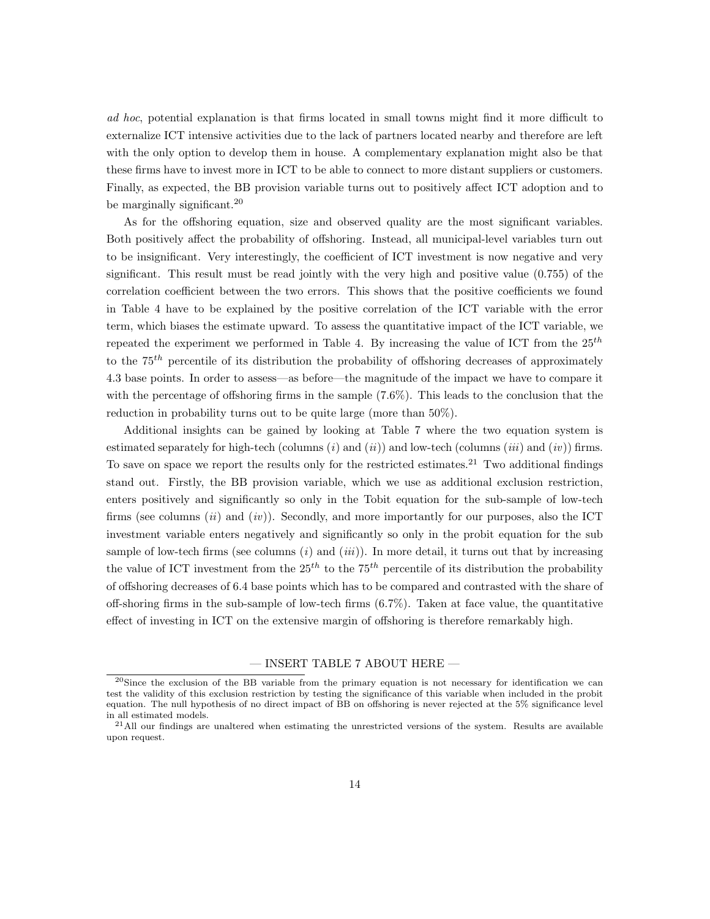*ad hoc*, potential explanation is that firms located in small towns might find it more difficult to externalize ICT intensive activities due to the lack of partners located nearby and therefore are left with the only option to develop them in house. A complementary explanation might also be that these firms have to invest more in ICT to be able to connect to more distant suppliers or customers. Finally, as expected, the BB provision variable turns out to positively affect ICT adoption and to be marginally significant.[20]

As for the offshoring equation, size and observed quality are the most significant variables. Both positively affect the probability of offshoring. Instead, all municipal-level variables turn out to be insignificant. Very interestingly, the coefficient of ICT investment is now negative and very significant. This result must be read jointly with the very high and positive value (0.755) of the correlation coefficient between the two errors. This shows that the positive coefficients we found in Table 4 have to be explained by the positive correlation of the ICT variable with the error term, which biases the estimate upward. To assess the quantitative impact of the ICT variable, we repeated the experiment we performed in Table 4. By increasing the value of ICT from the $25^{th}$ to the $75^{th}$ percentile of its distribution the probability of offshoring decreases of approximately 4.3 base points. In order to assess—as before—the magnitude of the impact we have to compare it with the percentage of offshoring firms in the sample (7.6%). This leads to the conclusion that the reduction in probability turns out to be quite large (more than 50%).

Additional insights can be gained by looking at Table 7 where the two equation system is estimated separately for high-tech (columns (*i*) and (*ii*)) and low-tech (columns (*iii*) and (*iv*)) firms. To save on space we report the results only for the restricted estimates.[21] Two additional findings stand out. Firstly, the BB provision variable, which we use as additional exclusion restriction, enters positively and significantly so only in the Tobit equation for the sub-sample of low-tech firms (see columns (*ii*) and (*iv*)). Secondly, and more importantly for our purposes, also the ICT investment variable enters negatively and significantly so only in the probit equation for the sub sample of low-tech firms (see columns (*i*) and (*iii*)). In more detail, it turns out that by increasing the value of ICT investment from the $25^{th}$ to the $75^{th}$ percentile of its distribution the probability of offshoring decreases of 6.4 base points which has to be compared and contrasted with the share of off-shoring firms in the sub-sample of low-tech firms (6.7%). Taken at face value, the quantitative effect of investing in ICT on the extensive margin of offshoring is therefore remarkably high.

— INSERT TABLE 7 ABOUT HERE —

[20] Since the exclusion of the BB variable from the primary equation is not necessary for identification we can test the validity of this exclusion restriction by testing the significance of this variable when included in the probit equation. The null hypothesis of no direct impact of BB on offshoring is never rejected at the 5% significance level in all estimated models.

[21] All our findings are unaltered when estimating the unrestricted versions of the system. Results are available upon request.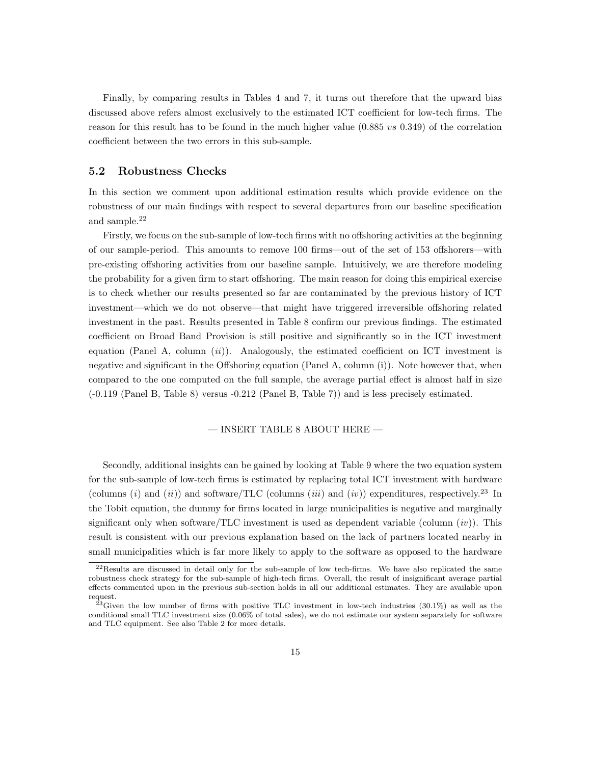Finally, by comparing results in Tables 4 and 7, it turns out therefore that the upward bias discussed above refers almost exclusively to the estimated ICT coefficient for low-tech firms. The reason for this result has to be found in the much higher value (0.885 *vs* 0.349) of the correlation coefficient between the two errors in this sub-sample.

## 5.2 Robustness Checks

In this section we comment upon additional estimation results which provide evidence on the robustness of our main findings with respect to several departures from our baseline specification and sample.[22]

Firstly, we focus on the sub-sample of low-tech firms with no offshoring activities at the beginning of our sample-period. This amounts to remove 100 firms—out of the set of 153 offshorers—with pre-existing offshoring activities from our baseline sample. Intuitively, we are therefore modeling the probability for a given firm to start offshoring. The main reason for doing this empirical exercise is to check whether our results presented so far are contaminated by the previous history of ICT investment—which we do not observe—that might have triggered irreversible offshoring related investment in the past. Results presented in Table 8 confirm our previous findings. The estimated coefficient on Broad Band Provision is still positive and significantly so in the ICT investment equation (Panel A, column (*ii*)). Analogously, the estimated coefficient on ICT investment is negative and significant in the Offshoring equation (Panel A, column (i)). Note however that, when compared to the one computed on the full sample, the average partial effect is almost half in size (-0.119 (Panel B, Table 8) versus -0.212 (Panel B, Table 7)) and is less precisely estimated.

— INSERT TABLE 8 ABOUT HERE —

Secondly, additional insights can be gained by looking at Table 9 where the two equation system for the sub-sample of low-tech firms is estimated by replacing total ICT investment with hardware (columns (*i*) and (*ii*)) and software/TLC (columns (*iii*) and (*iv*)) expenditures, respectively.[23] In the Tobit equation, the dummy for firms located in large municipalities is negative and marginally significant only when software/TLC investment is used as dependent variable (column (*iv*)). This result is consistent with our previous explanation based on the lack of partners located nearby in small municipalities which is far more likely to apply to the software as opposed to the hardware

[22]Results are discussed in detail only for the sub-sample of low tech-firms. We have also replicated the same robustness check strategy for the sub-sample of high-tech firms. Overall, the result of insignificant average partial effects commented upon in the previous sub-section holds in all our additional estimates. They are available upon request.

[23]Given the low number of firms with positive TLC investment in low-tech industries (30.1%) as well as the conditional small TLC investment size (0.06% of total sales), we do not estimate our system separately for software and TLC equipment. See also Table 2 for more details.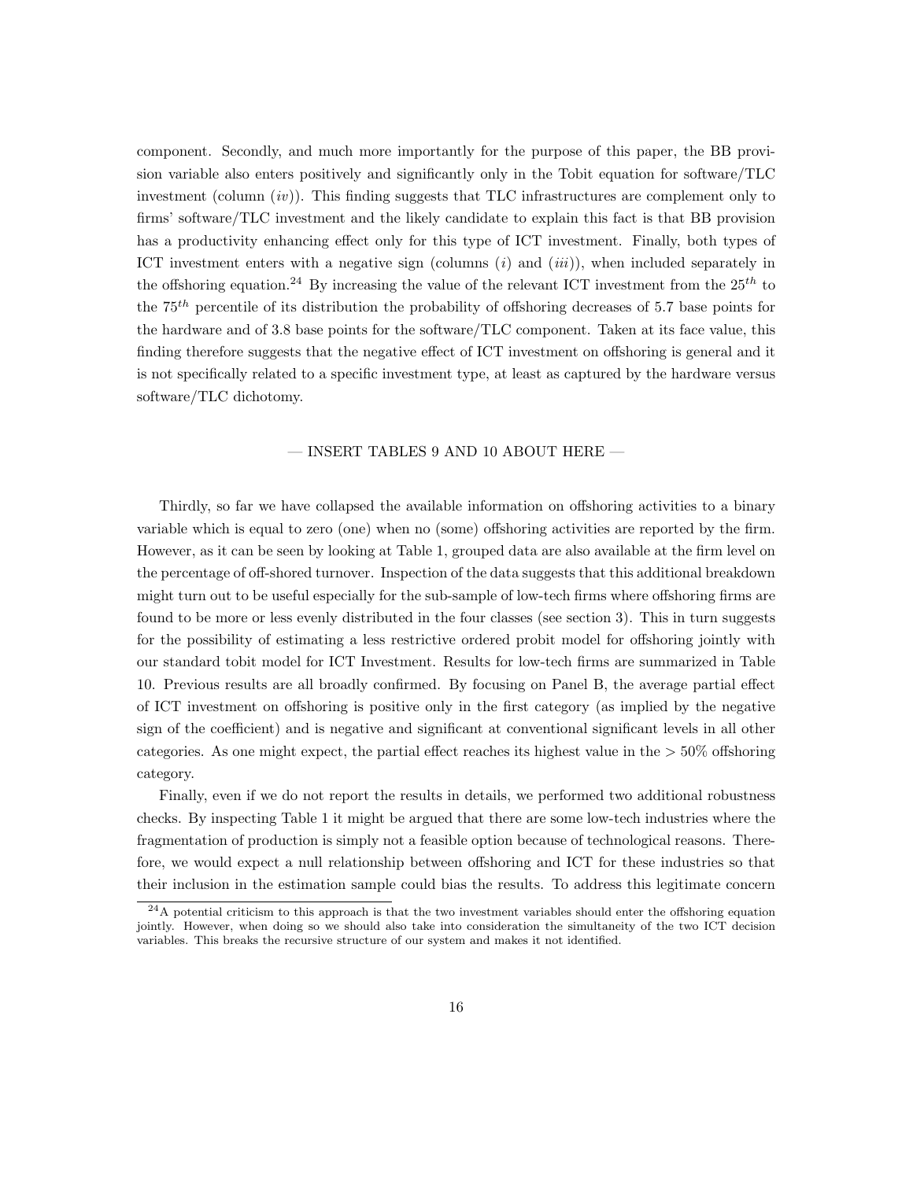component. Secondly, and much more importantly for the purpose of this paper, the BB provision variable also enters positively and significantly only in the Tobit equation for software/TLC investment (column (*iv*)). This finding suggests that TLC infrastructures are complement only to firms' software/TLC investment and the likely candidate to explain this fact is that BB provision has a productivity enhancing effect only for this type of ICT investment. Finally, both types of ICT investment enters with a negative sign (columns (*i*) and (*iii*)), when included separately in the offshoring equation.[24] By increasing the value of the relevant ICT investment from the $25^{th}$ to the $75^{th}$ percentile of its distribution the probability of offshoring decreases of 5.7 base points for the hardware and of 3.8 base points for the software/TLC component. Taken at its face value, this finding therefore suggests that the negative effect of ICT investment on offshoring is general and it is not specifically related to a specific investment type, at least as captured by the hardware versus software/TLC dichotomy.

— INSERT TABLES 9 AND 10 ABOUT HERE —

Thirdly, so far we have collapsed the available information on offshoring activities to a binary variable which is equal to zero (one) when no (some) offshoring activities are reported by the firm. However, as it can be seen by looking at Table 1, grouped data are also available at the firm level on the percentage of off-shored turnover. Inspection of the data suggests that this additional breakdown might turn out to be useful especially for the sub-sample of low-tech firms where offshoring firms are found to be more or less evenly distributed in the four classes (see section 3). This in turn suggests for the possibility of estimating a less restrictive ordered probit model for offshoring jointly with our standard tobit model for ICT Investment. Results for low-tech firms are summarized in Table 10. Previous results are all broadly confirmed. By focusing on Panel B, the average partial effect of ICT investment on offshoring is positive only in the first category (as implied by the negative sign of the coefficient) and is negative and significant at conventional significant levels in all other categories. As one might expect, the partial effect reaches its highest value in the $> 50\%$ offshoring category.

Finally, even if we do not report the results in details, we performed two additional robustness checks. By inspecting Table 1 it might be argued that there are some low-tech industries where the fragmentation of production is simply not a feasible option because of technological reasons. Therefore, we would expect a null relationship between offshoring and ICT for these industries so that their inclusion in the estimation sample could bias the results. To address this legitimate concern

[24] A potential criticism to this approach is that the two investment variables should enter the offshoring equation jointly. However, when doing so we should also take into consideration the simultaneity of the two ICT decision variables. This breaks the recursive structure of our system and makes it not identified.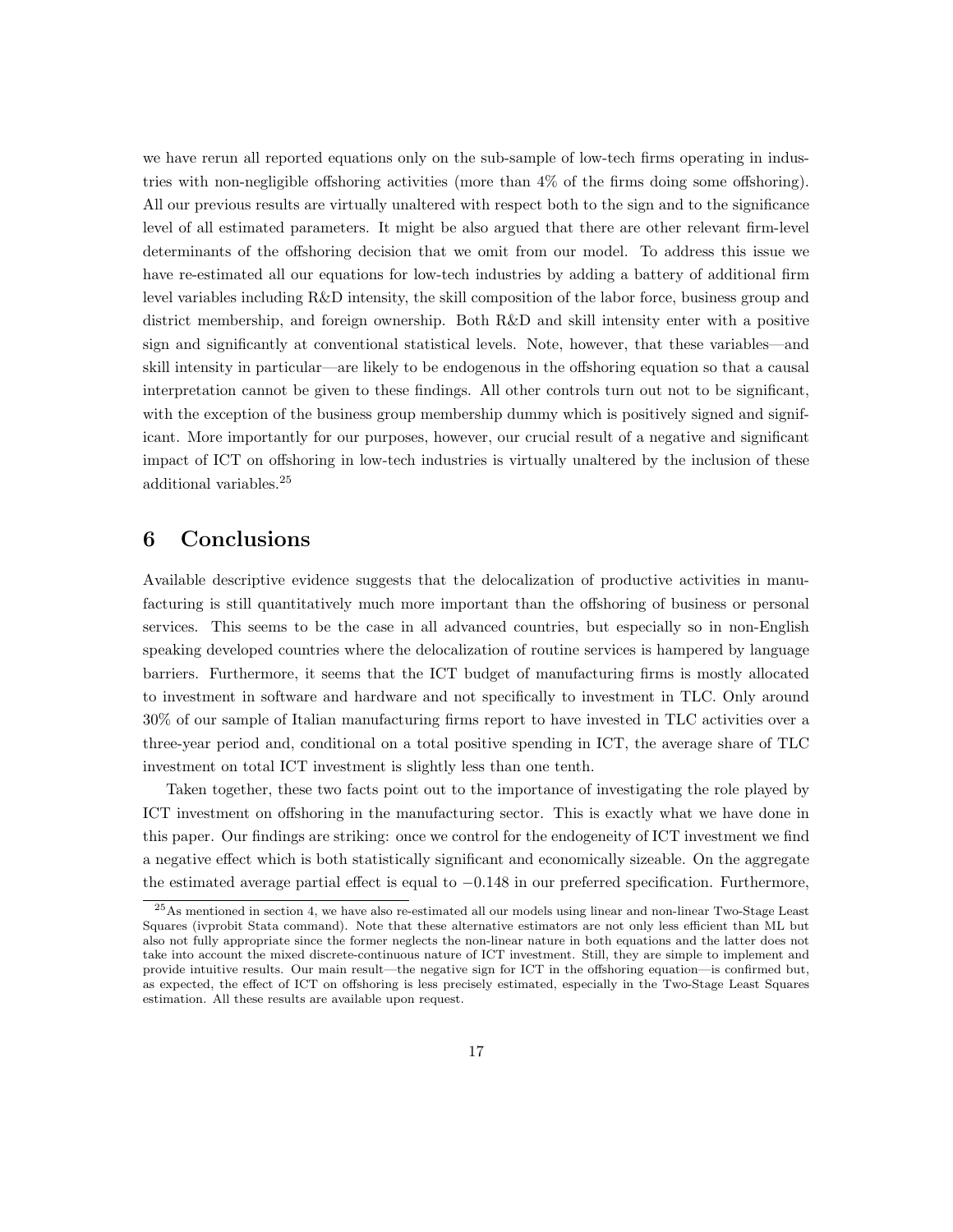we have rerun all reported equations only on the sub-sample of low-tech firms operating in industries with non-negligible offshoring activities (more than 4% of the firms doing some offshoring). All our previous results are virtually unaltered with respect both to the sign and to the significance level of all estimated parameters. It might be also argued that there are other relevant firm-level determinants of the offshoring decision that we omit from our model. To address this issue we have re-estimated all our equations for low-tech industries by adding a battery of additional firm level variables including R&D intensity, the skill composition of the labor force, business group and district membership, and foreign ownership. Both R&D and skill intensity enter with a positive sign and significantly at conventional statistical levels. Note, however, that these variables—and skill intensity in particular—are likely to be endogenous in the offshoring equation so that a causal interpretation cannot be given to these findings. All other controls turn out not to be significant, with the exception of the business group membership dummy which is positively signed and significant. More importantly for our purposes, however, our crucial result of a negative and significant impact of ICT on offshoring in low-tech industries is virtually unaltered by the inclusion of these additional variables.[25]

## 6 Conclusions

Available descriptive evidence suggests that the delocalization of productive activities in manufacturing is still quantitatively much more important than the offshoring of business or personal services. This seems to be the case in all advanced countries, but especially so in non-English speaking developed countries where the delocalization of routine services is hampered by language barriers. Furthermore, it seems that the ICT budget of manufacturing firms is mostly allocated to investment in software and hardware and not specifically to investment in TLC. Only around 30% of our sample of Italian manufacturing firms report to have invested in TLC activities over a three-year period and, conditional on a total positive spending in ICT, the average share of TLC investment on total ICT investment is slightly less than one tenth.

Taken together, these two facts point out to the importance of investigating the role played by ICT investment on offshoring in the manufacturing sector. This is exactly what we have done in this paper. Our findings are striking: once we control for the endogeneity of ICT investment we find a negative effect which is both statistically significant and economically sizeable. On the aggregate the estimated average partial effect is equal to $-0.148$ in our preferred specification. Furthermore,

[25] As mentioned in section 4, we have also re-estimated all our models using linear and non-linear Two-Stage Least Squares (ivprobit Stata command). Note that these alternative estimators are not only less efficient than ML but also not fully appropriate since the former neglects the non-linear nature in both equations and the latter does not take into account the mixed discrete-continuous nature of ICT investment. Still, they are simple to implement and provide intuitive results. Our main result—the negative sign for ICT in the offshoring equation—is confirmed but, as expected, the effect of ICT on offshoring is less precisely estimated, especially in the Two-Stage Least Squares estimation. All these results are available upon request.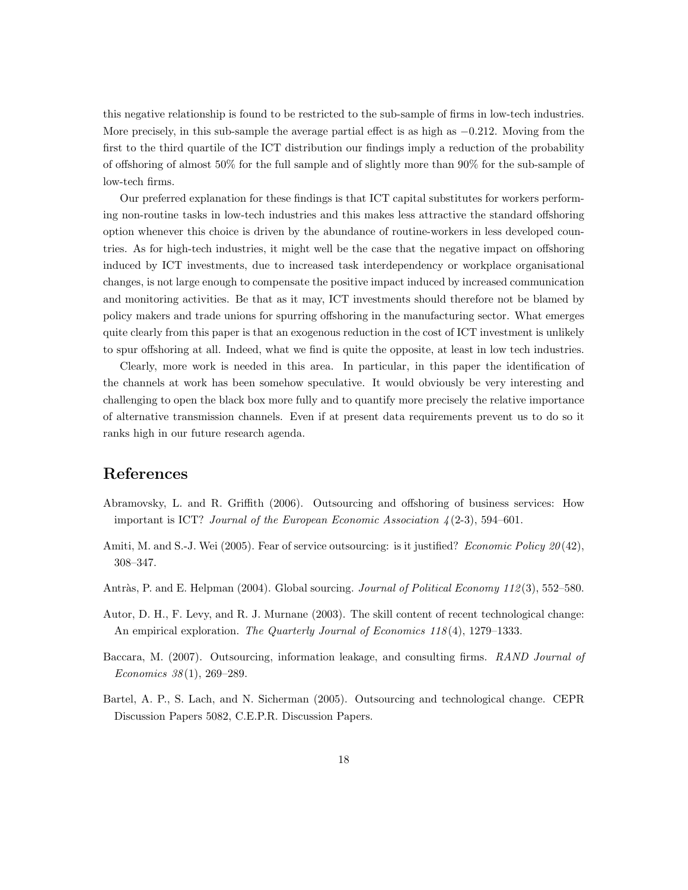this negative relationship is found to be restricted to the sub-sample of firms in low-tech industries. More precisely, in this sub-sample the average partial effect is as high as $-0.212$. Moving from the first to the third quartile of the ICT distribution our findings imply a reduction of the probability of offshoring of almost 50% for the full sample and of slightly more than 90% for the sub-sample of low-tech firms.

Our preferred explanation for these findings is that ICT capital substitutes for workers performing non-routine tasks in low-tech industries and this makes less attractive the standard offshoring option whenever this choice is driven by the abundance of routine-workers in less developed countries. As for high-tech industries, it might well be the case that the negative impact on offshoring induced by ICT investments, due to increased task interdependency or workplace organisational changes, is not large enough to compensate the positive impact induced by increased communication and monitoring activities. Be that as it may, ICT investments should therefore not be blamed by policy makers and trade unions for spurring offshoring in the manufacturing sector. What emerges quite clearly from this paper is that an exogenous reduction in the cost of ICT investment is unlikely to spur offshoring at all. Indeed, what we find is quite the opposite, at least in low tech industries.

Clearly, more work is needed in this area. In particular, in this paper the identification of the channels at work has been somehow speculative. It would obviously be very interesting and challenging to open the black box more fully and to quantify more precisely the relative importance of alternative transmission channels. Even if at present data requirements prevent us to do so it ranks high in our future research agenda.

# References

Abramovsky, L. and R. Griffith (2006). Outsourcing and offshoring of business services: How important is ICT? *Journal of the European Economic Association 4*(2-3), 594–601.

Amiti, M. and S.-J. Wei (2005). Fear of service outsourcing: is it justified? *Economic Policy 20*(42), 308–347.

Antràs, P. and E. Helpman (2004). Global sourcing. *Journal of Political Economy 112*(3), 552–580.

Autor, D. H., F. Levy, and R. J. Murnane (2003). The skill content of recent technological change: An empirical exploration. *The Quarterly Journal of Economics 118*(4), 1279–1333.

Baccara, M. (2007). Outsourcing, information leakage, and consulting firms. *RAND Journal of Economics 38*(1), 269–289.

Bartel, A. P., S. Lach, and N. Sicherman (2005). Outsourcing and technological change. CEPR Discussion Papers 5082, C.E.P.R. Discussion Papers.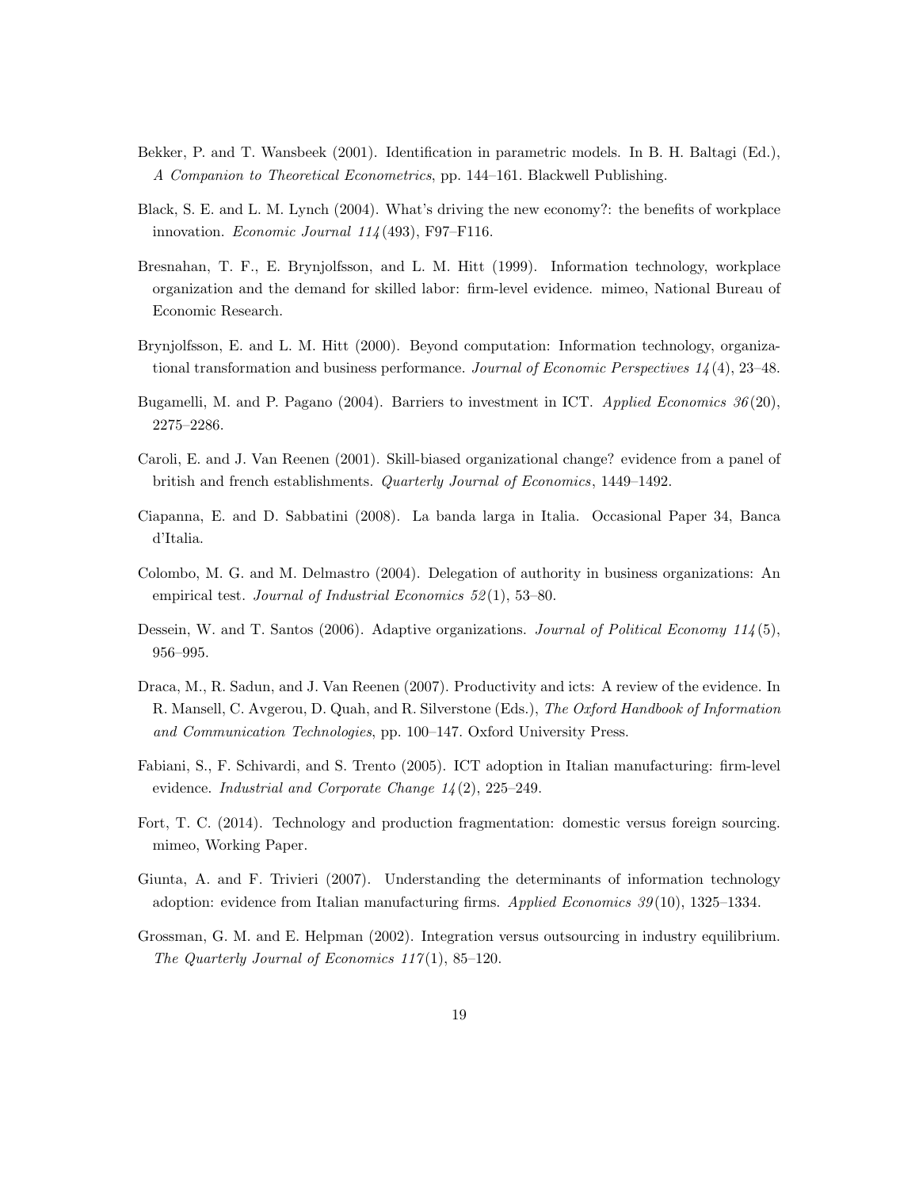Bekker, P. and T. Wansbeek (2001). Identification in parametric models. In B. H. Baltagi (Ed.), *A Companion to Theoretical Econometrics*, pp. 144–161. Blackwell Publishing.

Black, S. E. and L. M. Lynch (2004). What's driving the new economy?: the benefits of workplace innovation. *Economic Journal 114*(493), F97–F116.

Bresnahan, T. F., E. Brynjolfsson, and L. M. Hitt (1999). Information technology, workplace organization and the demand for skilled labor: firm-level evidence. mimeo, National Bureau of Economic Research.

Brynjolfsson, E. and L. M. Hitt (2000). Beyond computation: Information technology, organizational transformation and business performance. *Journal of Economic Perspectives 14*(4), 23–48.

Bugamelli, M. and P. Pagano (2004). Barriers to investment in ICT. *Applied Economics 36*(20), 2275–2286.

Caroli, E. and J. Van Reenen (2001). Skill-biased organizational change? evidence from a panel of british and french establishments. *Quarterly Journal of Economics*, 1449–1492.

Ciapanna, E. and D. Sabbatini (2008). La banda larga in Italia. Occasional Paper 34, Banca d'Italia.

Colombo, M. G. and M. Delmastro (2004). Delegation of authority in business organizations: An empirical test. *Journal of Industrial Economics 52*(1), 53–80.

Dessein, W. and T. Santos (2006). Adaptive organizations. *Journal of Political Economy 114*(5), 956–995.

Draca, M., R. Sadun, and J. Van Reenen (2007). Productivity and icts: A review of the evidence. In R. Mansell, C. Avgerou, D. Quah, and R. Silverstone (Eds.), *The Oxford Handbook of Information and Communication Technologies*, pp. 100–147. Oxford University Press.

Fabiani, S., F. Schivardi, and S. Trento (2005). ICT adoption in Italian manufacturing: firm-level evidence. *Industrial and Corporate Change 14*(2), 225–249.

Fort, T. C. (2014). Technology and production fragmentation: domestic versus foreign sourcing. mimeo, Working Paper.

Giunta, A. and F. Trivieri (2007). Understanding the determinants of information technology adoption: evidence from Italian manufacturing firms. *Applied Economics 39*(10), 1325–1334.

Grossman, G. M. and E. Helpman (2002). Integration versus outsourcing in industry equilibrium. *The Quarterly Journal of Economics 117*(1), 85–120.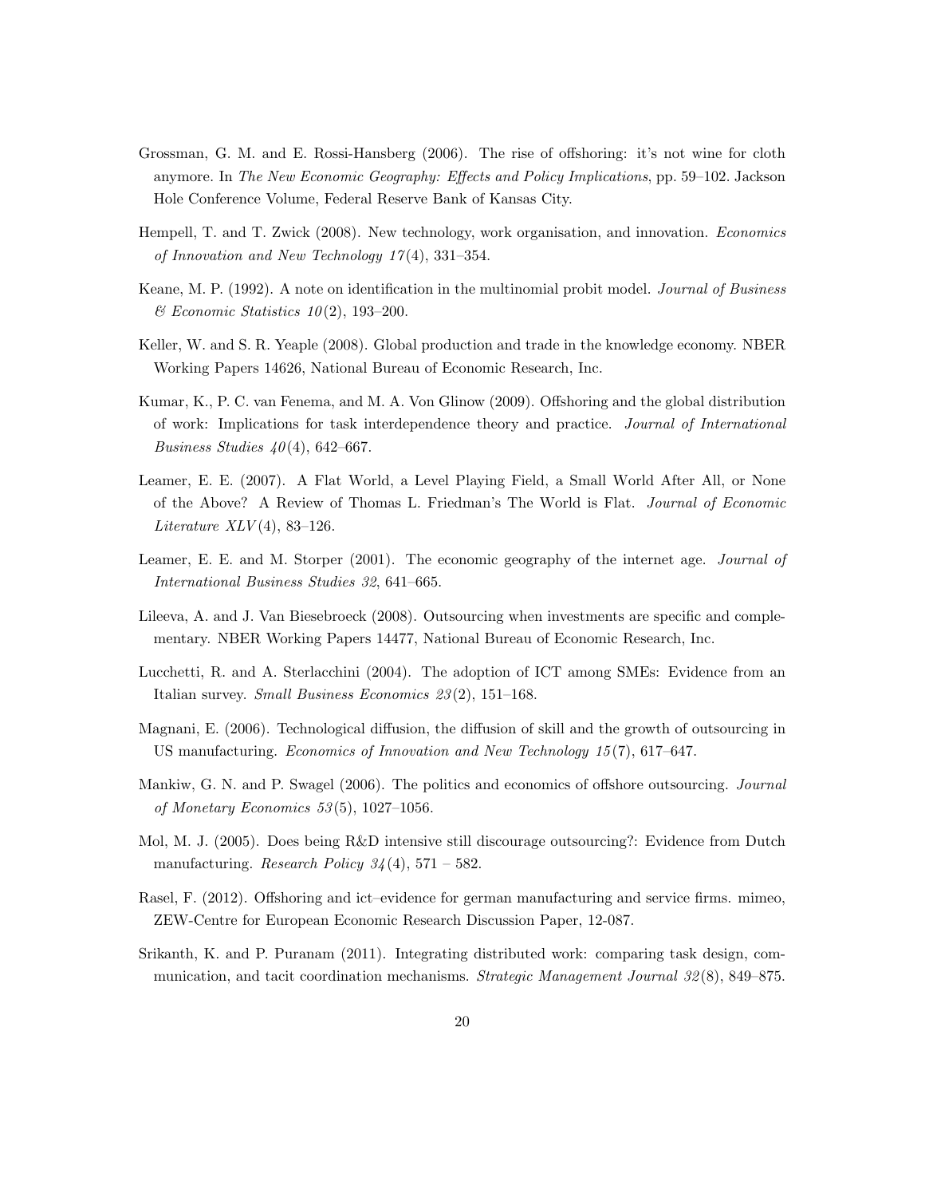Grossman, G. M. and E. Rossi-Hansberg (2006). The rise of offshoring: it's not wine for cloth anymore. In *The New Economic Geography: Effects and Policy Implications*, pp. 59–102. Jackson Hole Conference Volume, Federal Reserve Bank of Kansas City.

Hempell, T. and T. Zwick (2008). New technology, work organisation, and innovation. *Economics of Innovation and New Technology 17*(4), 331–354.

Keane, M. P. (1992). A note on identification in the multinomial probit model. *Journal of Business & Economic Statistics 10*(2), 193–200.

Keller, W. and S. R. Yeaple (2008). Global production and trade in the knowledge economy. NBER Working Papers 14626, National Bureau of Economic Research, Inc.

Kumar, K., P. C. van Fenema, and M. A. Von Glinow (2009). Offshoring and the global distribution of work: Implications for task interdependence theory and practice. *Journal of International Business Studies 40*(4), 642–667.

Leamer, E. E. (2007). A Flat World, a Level Playing Field, a Small World After All, or None of the Above? A Review of Thomas L. Friedman's The World is Flat. *Journal of Economic Literature XLV*(4), 83–126.

Leamer, E. E. and M. Storper (2001). The economic geography of the internet age. *Journal of International Business Studies 32*, 641–665.

Lileeva, A. and J. Van Biesebroeck (2008). Outsourcing when investments are specific and complementary. NBER Working Papers 14477, National Bureau of Economic Research, Inc.

Lucchetti, R. and A. Sterlacchini (2004). The adoption of ICT among SMEs: Evidence from an Italian survey. *Small Business Economics 23*(2), 151–168.

Magnani, E. (2006). Technological diffusion, the diffusion of skill and the growth of outsourcing in US manufacturing. *Economics of Innovation and New Technology 15*(7), 617–647.

Mankiw, G. N. and P. Swagel (2006). The politics and economics of offshore outsourcing. *Journal of Monetary Economics 53*(5), 1027–1056.

Mol, M. J. (2005). Does being R&D intensive still discourage outsourcing?: Evidence from Dutch manufacturing. *Research Policy 34*(4), 571 – 582.

Rasel, F. (2012). Offshoring and ict–evidence for german manufacturing and service firms. mimeo, ZEW-Centre for European Economic Research Discussion Paper, 12-087.

Srikanth, K. and P. Puranam (2011). Integrating distributed work: comparing task design, communication, and tacit coordination mechanisms. *Strategic Management Journal 32*(8), 849–875.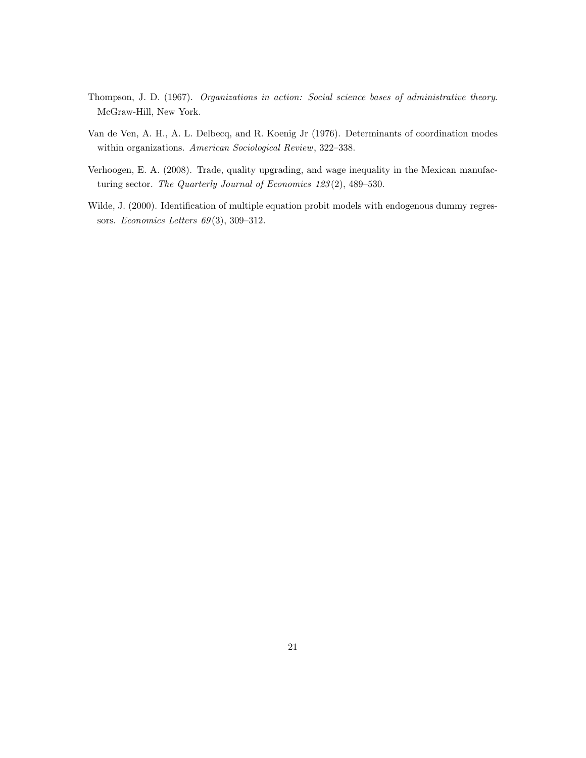Thompson, J. D. (1967). *Organizations in action: Social science bases of administrative theory*. McGraw-Hill, New York.

Van de Ven, A. H., A. L. Delbecq, and R. Koenig Jr (1976). Determinants of coordination modes within organizations. *American Sociological Review*, 322–338.

Verhoogen, E. A. (2008). Trade, quality upgrading, and wage inequality in the Mexican manufacturing sector. *The Quarterly Journal of Economics 123*(2), 489–530.

Wilde, J. (2000). Identification of multiple equation probit models with endogenous dummy regressors. *Economics Letters 69*(3), 309–312.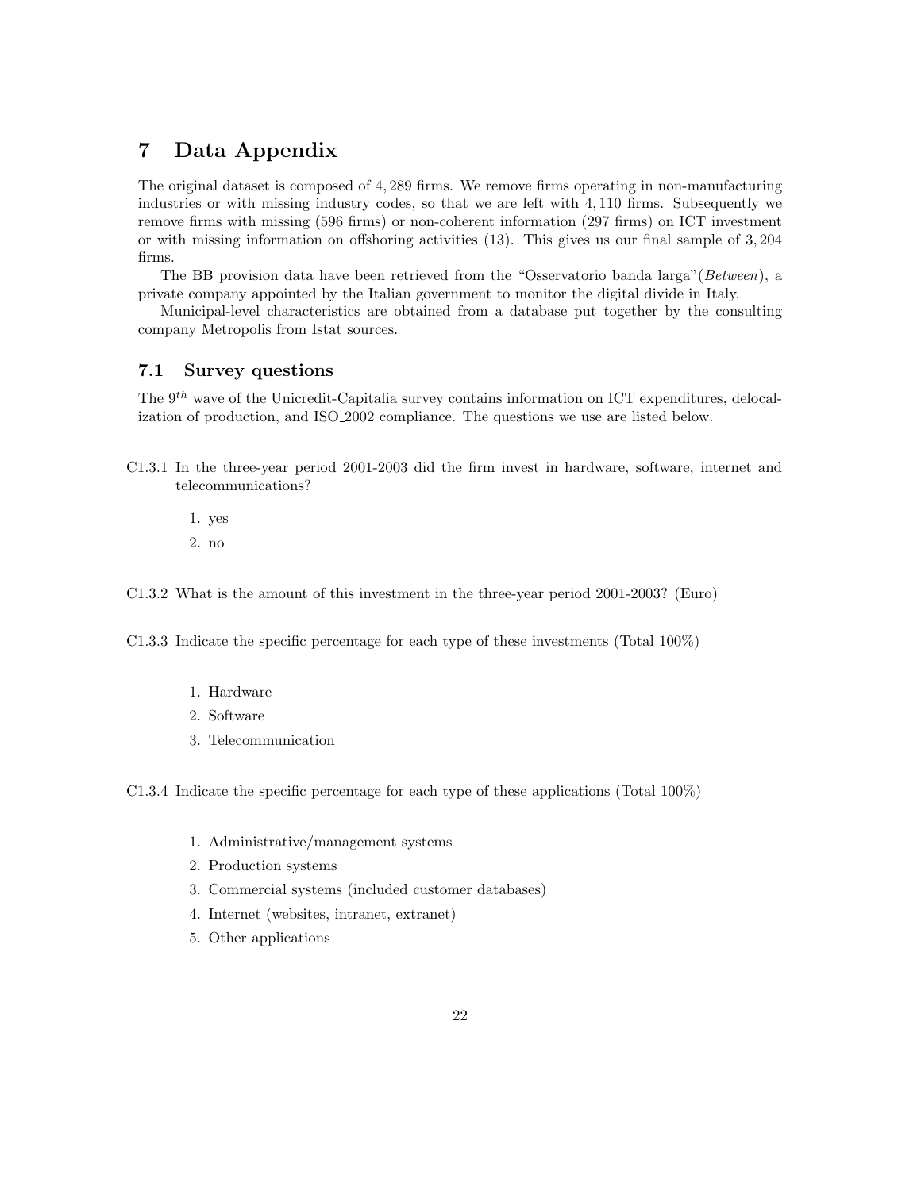# 7 Data Appendix

The original dataset is composed of 4,289 firms. We remove firms operating in non-manufacturing industries or with missing industry codes, so that we are left with 4,110 firms. Subsequently we remove firms with missing (596 firms) or non-coherent information (297 firms) on ICT investment or with missing information on offshoring activities (13). This gives us our final sample of 3,204 firms.

The BB provision data have been retrieved from the "Osservatorio banda larga"(*Between*), a private company appointed by the Italian government to monitor the digital divide in Italy.

Municipal-level characteristics are obtained from a database put together by the consulting company Metropolis from Istat sources.

## 7.1 Survey questions

The $9^{th}$ wave of the Unicredit-Capitalia survey contains information on ICT expenditures, delocalization of production, and ISO_2002 compliance. The questions we use are listed below.

C1.3.1 In the three-year period 2001-2003 did the firm invest in hardware, software, internet and telecommunications?

1. yes
2. no

C1.3.2 What is the amount of this investment in the three-year period 2001-2003? (Euro)

C1.3.3 Indicate the specific percentage for each type of these investments (Total 100%)

1. Hardware
2. Software
3. Telecommunication

C1.3.4 Indicate the specific percentage for each type of these applications (Total 100%)

1. Administrative/management systems
2. Production systems
3. Commercial systems (included customer databases)
4. Internet (websites, intranet, extranet)
5. Other applications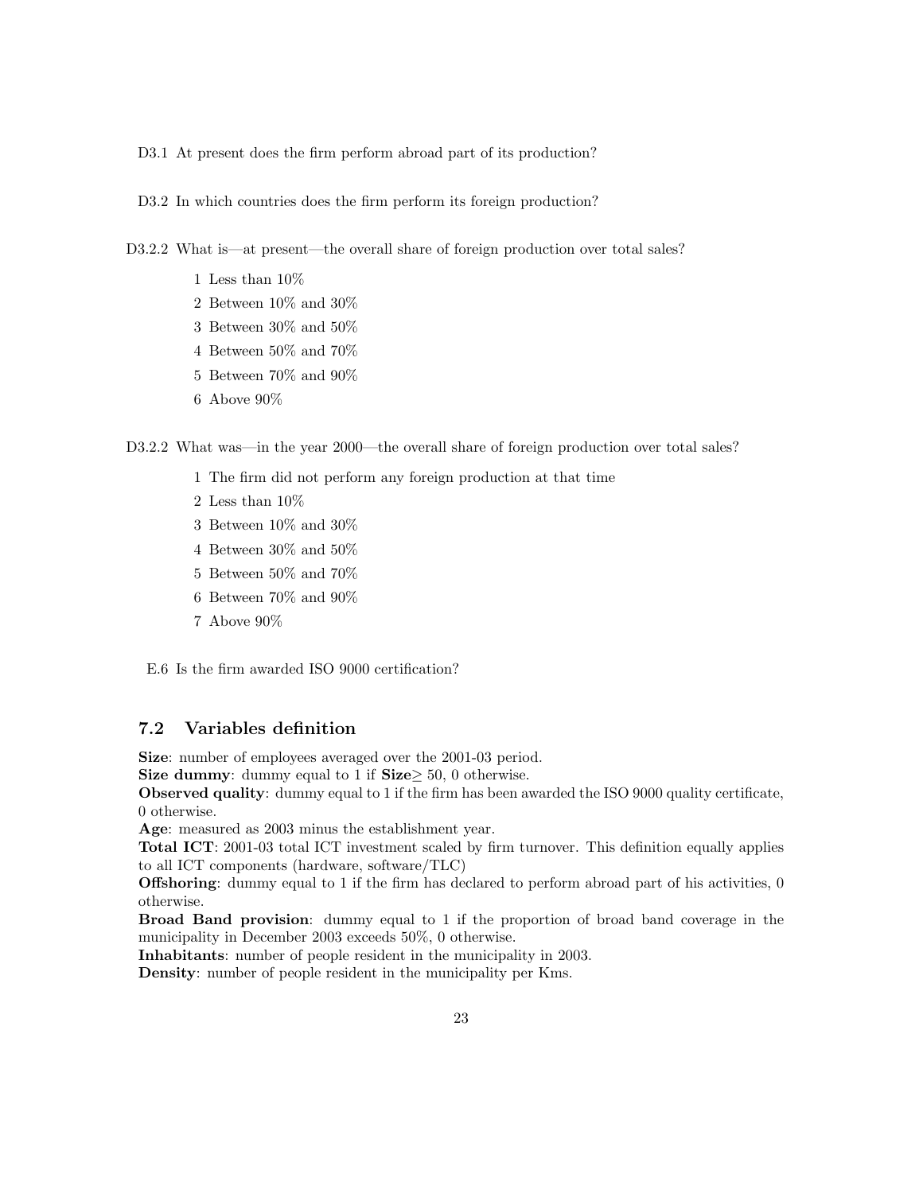D3.1 At present does the firm perform abroad part of its production?

D3.2 In which countries does the firm perform its foreign production?

D3.2.2 What is—at present—the overall share of foreign production over total sales?

1 Less than 10%
2 Between 10% and 30%
3 Between 30% and 50%
4 Between 50% and 70%
5 Between 70% and 90%
6 Above 90%

D3.2.2 What was—in the year 2000—the overall share of foreign production over total sales?

1 The firm did not perform any foreign production at that time
2 Less than 10%
3 Between 10% and 30%
4 Between 30% and 50%
5 Between 50% and 70%
6 Between 70% and 90%
7 Above 90%

E.6 Is the firm awarded ISO 9000 certification?

## 7.2 Variables definition

**Size**: number of employees averaged over the 2001-03 period.
**Size dummy**: dummy equal to 1 if **Size**$\geq$ 50, 0 otherwise.
**Observed quality**: dummy equal to 1 if the firm has been awarded the ISO 9000 quality certificate, 0 otherwise.
**Age**: measured as 2003 minus the establishment year.
**Total ICT**: 2001-03 total ICT investment scaled by firm turnover. This definition equally applies to all ICT components (hardware, software/TLC)
**Offshoring**: dummy equal to 1 if the firm has declared to perform abroad part of his activities, 0 otherwise.
**Broad Band provision**: dummy equal to 1 if the proportion of broad band coverage in the municipality in December 2003 exceeds 50%, 0 otherwise.
**Inhabitants**: number of people resident in the municipality in 2003.
**Density**: number of people resident in the municipality per Kms.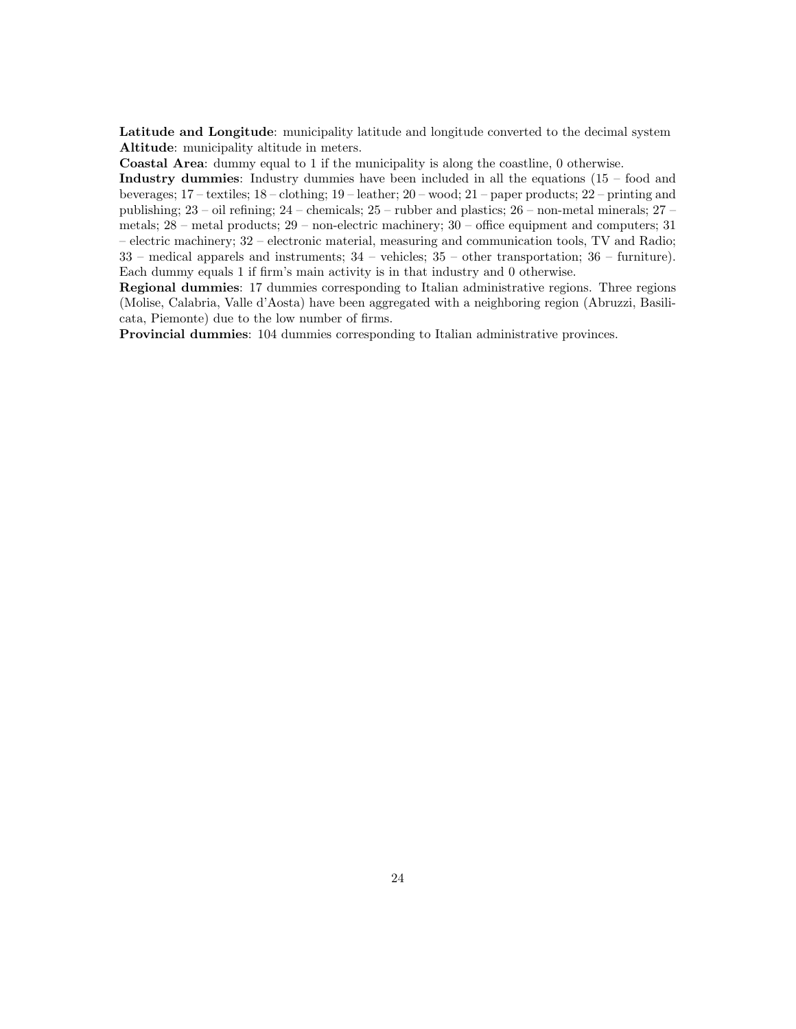**Latitude and Longitude**: municipality latitude and longitude converted to the decimal system
**Altitude**: municipality altitude in meters.
**Coastal Area**: dummy equal to 1 if the municipality is along the coastline, 0 otherwise.
**Industry dummies**: Industry dummies have been included in all the equations (15 – food and beverages; 17 – textiles; 18 – clothing; 19 – leather; 20 – wood; 21 – paper products; 22 – printing and publishing; 23 – oil refining; 24 – chemicals; 25 – rubber and plastics; 26 – non-metal minerals; 27 – metals; 28 – metal products; 29 – non-electric machinery; 30 – office equipment and computers; 31 – electric machinery; 32 – electronic material, measuring and communication tools, TV and Radio; 33 – medical apparels and instruments; 34 – vehicles; 35 – other transportation; 36 – furniture). Each dummy equals 1 if firm's main activity is in that industry and 0 otherwise.
**Regional dummies**: 17 dummies corresponding to Italian administrative regions. Three regions (Molise, Calabria, Valle d'Aosta) have been aggregated with a neighboring region (Abruzzi, Basilicata, Piemonte) due to the low number of firms.
**Provincial dummies**: 104 dummies corresponding to Italian administrative provinces.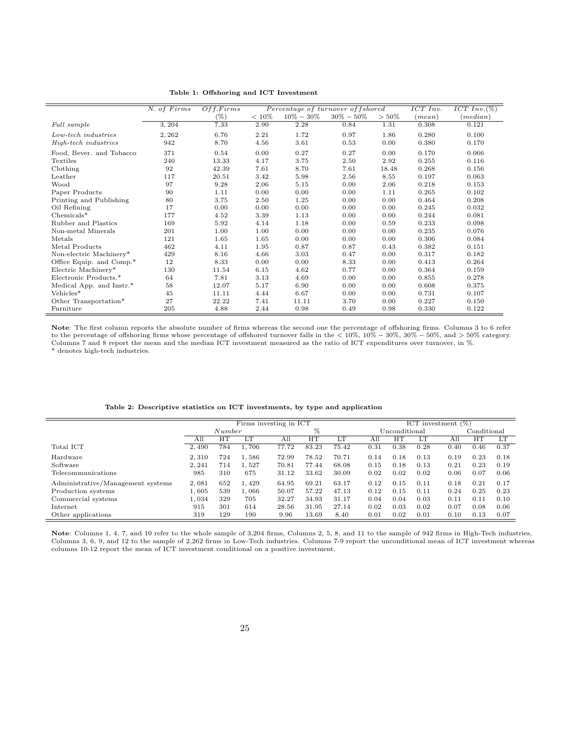**Table 1: Offshoring and ICT Investment**

| | *N. of Firms* | *Off.Firms* (%) | *Percentage of turnover offshored* < 10% | 10% − 30% | 30% − 50% | > 50% | *ICT Inv.* (*mean*) | *ICT Inv.*(%) (*median*) |
|---|---|---|---|---|---|---|---|---|
| *Full sample* | 3,204 | 7.33 | 2.90 | 2.28 | 0.84 | 1.31 | 0.308 | 0.121 |
| *Low-tech industries* | 2,262 | 6.76 | 2.21 | 1.72 | 0.97 | 1.86 | 0.280 | 0.100 |
| *High-tech industries* | 942 | 8.70 | 4.56 | 3.61 | 0.53 | 0.00 | 0.380 | 0.170 |
| Food, Bever. and Tobacco | 371 | 0.54 | 0.00 | 0.27 | 0.27 | 0.00 | 0.170 | 0.066 |
| Textiles | 240 | 13.33 | 4.17 | 3.75 | 2.50 | 2.92 | 0.255 | 0.116 |
| Clothing | 92 | 42.39 | 7.61 | 8.70 | 7.61 | 18.48 | 0.268 | 0.156 |
| Leather | 117 | 20.51 | 3.42 | 5.98 | 2.56 | 8.55 | 0.197 | 0.063 |
| Wood | 97 | 9.28 | 2.06 | 5.15 | 0.00 | 2.06 | 0.218 | 0.153 |
| Paper Products | 90 | 1.11 | 0.00 | 0.00 | 0.00 | 1.11 | 0.265 | 0.102 |
| Printing and Publishing | 80 | 3.75 | 2.50 | 1.25 | 0.00 | 0.00 | 0.464 | 0.208 |
| Oil Refining | 17 | 0.00 | 0.00 | 0.00 | 0.00 | 0.00 | 0.245 | 0.032 |
| Chemicals* | 177 | 4.52 | 3.39 | 1.13 | 0.00 | 0.00 | 0.244 | 0.081 |
| Rubber and Plastics | 169 | 5.92 | 4.14 | 1.18 | 0.00 | 0.59 | 0.233 | 0.098 |
| Non-metal Minerals | 201 | 1.00 | 1.00 | 0.00 | 0.00 | 0.00 | 0.235 | 0.076 |
| Metals | 121 | 1.65 | 1.65 | 0.00 | 0.00 | 0.00 | 0.306 | 0.084 |
| Metal Products | 462 | 4.11 | 1.95 | 0.87 | 0.87 | 0.43 | 0.382 | 0.151 |
| Non-electric Machinery* | 429 | 8.16 | 4.66 | 3.03 | 0.47 | 0.00 | 0.317 | 0.182 |
| Office Equip. and Comp.* | 12 | 8.33 | 0.00 | 0.00 | 8.33 | 0.00 | 0.413 | 0.264 |
| Electric Machinery* | 130 | 11.54 | 6.15 | 4.62 | 0.77 | 0.00 | 0.364 | 0.159 |
| Electronic Products.* | 64 | 7.81 | 3.13 | 4.69 | 0.00 | 0.00 | 0.855 | 0.278 |
| Medical App. and Instr.* | 58 | 12.07 | 5.17 | 6.90 | 0.00 | 0.00 | 0.608 | 0.375 |
| Vehicles* | 45 | 11.11 | 4.44 | 6.67 | 0.00 | 0.00 | 0.731 | 0.107 |
| Other Transportation* | 27 | 22.22 | 7.41 | 11.11 | 3.70 | 0.00 | 0.227 | 0.150 |
| Furniture | 205 | 4.88 | 2.44 | 0.98 | 0.49 | 0.98 | 0.330 | 0.122 |

**Note**: The first column reports the absolute number of firms whereas the second one the percentage of offshoring firms. Columns 3 to 6 refer to the percentage of offshoring firms whose percentage of offshored turnover falls in the < 10%, 10% − 30%, 30% − 50%, and > 50% category. Columns 7 and 8 report the mean and the median ICT investment measured as the ratio of ICT expenditures over turnover, in %.
* denotes high-tech industries.

**Table 2: Descriptive statistics on ICT investments, by type and application**

| | Firms investing in ICT | | | | | | ICT investment (%) | | | | | |
|---|---|---|---|---|---|---|---|---|---|---|---|---|
| | *Number* | | | % | | | Unconditional | | | Conditional | | |
| | All | HT | LT | All | HT | LT | All | HT | LT | All | HT | LT |
| Total ICT | 2,490 | 784 | 1,706 | 77.72 | 83.23 | 75.42 | 0.31 | 0.38 | 0.28 | 0.40 | 0.46 | 0.37 |
| Hardware | 2,310 | 724 | 1,586 | 72.99 | 78.52 | 70.71 | 0.14 | 0.18 | 0.13 | 0.19 | 0.23 | 0.18 |
| Software | 2,241 | 714 | 1,527 | 70.81 | 77.44 | 68.08 | 0.15 | 0.18 | 0.13 | 0.21 | 0.23 | 0.19 |
| Telecommunications | 985 | 310 | 675 | 31.12 | 33.62 | 30.09 | 0.02 | 0.02 | 0.02 | 0.06 | 0.07 | 0.06 |
| Administrative/Management systems | 2,081 | 652 | 1,429 | 64.95 | 69.21 | 63.17 | 0.12 | 0.15 | 0.11 | 0.18 | 0.21 | 0.17 |
| Production systems | 1,605 | 539 | 1,066 | 50.07 | 57.22 | 47.13 | 0.12 | 0.15 | 0.11 | 0.24 | 0.25 | 0.23 |
| Commercial systems | 1,034 | 329 | 705 | 32.27 | 34.93 | 31.17 | 0.04 | 0.04 | 0.03 | 0.11 | 0.11 | 0.10 |
| Internet | 915 | 301 | 614 | 28.56 | 31.95 | 27.14 | 0.02 | 0.03 | 0.02 | 0.07 | 0.08 | 0.06 |
| Other applications | 319 | 129 | 190 | 9.96 | 13.69 | 8.40 | 0.01 | 0.02 | 0.01 | 0.10 | 0.13 | 0.07 |

**Note**: Columns 1, 4, 7, and 10 refer to the whole sample of 3,204 firms, Columns 2, 5, 8, and 11 to the sample of 942 firms in High-Tech industries, Columns 3, 6, 9, and 12 to the sample of 2,262 firms in Low-Tech industries. Columns 7-9 report the unconditional mean of ICT investment whereas columns 10-12 report the mean of ICT investment conditional on a positive investment.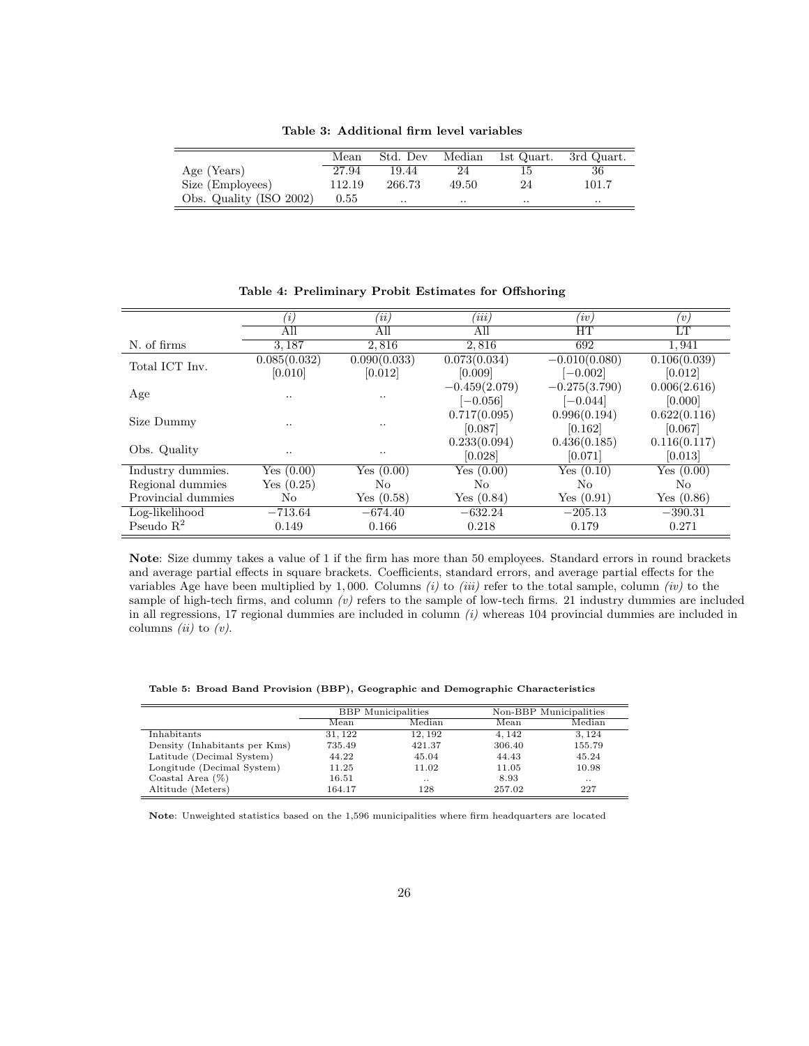**Table 3: Additional firm level variables**

| | Mean | Std. Dev | Median | 1st Quart. | 3rd Quart. |
|---|---|---|---|---|---|
| Age (Years) | 27.94 | 19.44 | 24 | 15 | 36 |
| Size (Employees) | 112.19 | 266.73 | 49.50 | 24 | 101.7 |
| Obs. Quality (ISO 2002) | 0.55 | .. | .. | .. | .. |

**Table 4: Preliminary Probit Estimates for Offshoring**

| | *(i)* | *(ii)* | *(iii)* | *(iv)* | *(v)* |
|---|---|---|---|---|---|
| | All | All | All | HT | LT |
| N. of firms | 3,187 | 2,816 | 2,816 | 692 | 1,941 |
| Total ICT Inv. | 0.085(0.032) | 0.090(0.033) | 0.073(0.034) | −0.010(0.080) | 0.106(0.039) |
| | [0.010] | [0.012] | [0.009] | [−0.002] | [0.012] |
| Age | .. | .. | −0.459(2.079) | −0.275(3.790) | 0.006(2.616) |
| | | | [−0.056] | [−0.044] | [0.000] |
| Size Dummy | .. | .. | 0.717(0.095) | 0.996(0.194) | 0.622(0.116) |
| | | | [0.087] | [0.162] | [0.067] |
| Obs. Quality | .. | .. | 0.233(0.094) | 0.436(0.185) | 0.116(0.117) |
| | | | [0.028] | [0.071] | [0.013] |
| Industry dummies. | Yes (0.00) | Yes (0.00) | Yes (0.00) | Yes (0.10) | Yes (0.00) |
| Regional dummies | Yes (0.25) | No | No | No | No |
| Provincial dummies | No | Yes (0.58) | Yes (0.84) | Yes (0.91) | Yes (0.86) |
| Log-likelihood | −713.64 | −674.40 | −632.24 | −205.13 | −390.31 |
| Pseudo $R^2$ | 0.149 | 0.166 | 0.218 | 0.179 | 0.271 |

**Note**: Size dummy takes a value of 1 if the firm has more than 50 employees. Standard errors in round brackets and average partial effects in square brackets. Coefficients, standard errors, and average partial effects for the variables Age have been multiplied by 1,000. Columns *(i)* to *(iii)* refer to the total sample, column *(iv)* to the sample of high-tech firms, and column *(v)* refers to the sample of low-tech firms. 21 industry dummies are included in all regressions, 17 regional dummies are included in column *(i)* whereas 104 provincial dummies are included in columns *(ii)* to *(v)*.

**Table 5: Broad Band Provision (BBP), Geographic and Demographic Characteristics**

| | BBP Municipalities | | Non-BBP Municipalities | |
|---|---|---|---|---|
| | Mean | Median | Mean | Median |
| Inhabitants | 31,122 | 12,192 | 4,142 | 3,124 |
| Density (Inhabitants per Kms) | 735.49 | 421.37 | 306.40 | 155.79 |
| Latitude (Decimal System) | 44.22 | 45.04 | 44.43 | 45.24 |
| Longitude (Decimal System) | 11.25 | 11.02 | 11.05 | 10.98 |
| Coastal Area (%) | 16.51 | .. | 8.93 | .. |
| Altitude (Meters) | 164.17 | 128 | 257.02 | 227 |

**Note**: Unweighted statistics based on the 1,596 municipalities where firm headquarters are located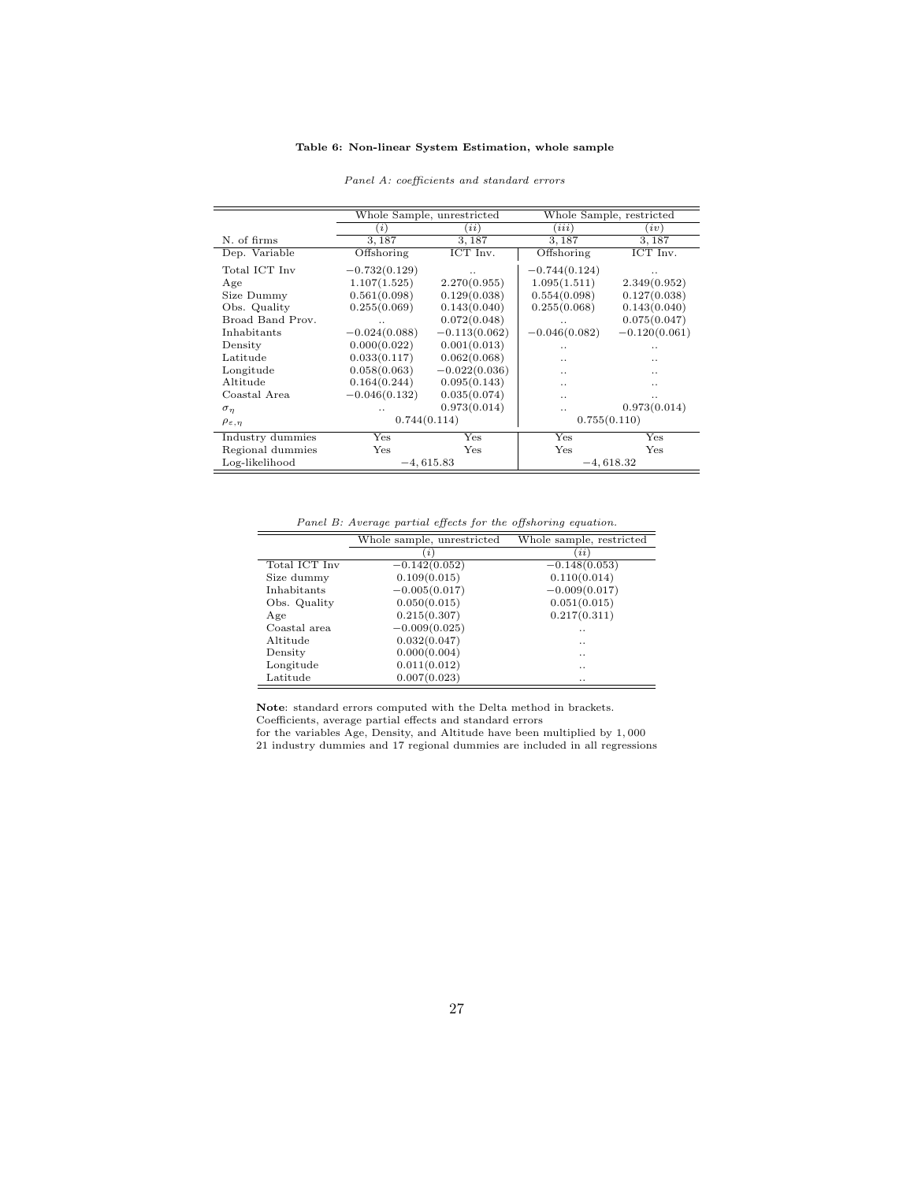**Table 6: Non-linear System Estimation, whole sample**

*Panel A: coefficients and standard errors*

| | Whole Sample, unrestricted | | Whole Sample, restricted | |
|---|---|---|---|---|
| | $(i)$ | $(ii)$ | $(iii)$ | $(iv)$ |
| N. of firms | 3,187 | 3,187 | 3,187 | 3,187 |
| Dep. Variable | Offshoring | ICT Inv. | Offshoring | ICT Inv. |
| Total ICT Inv | $-0.732(0.129)$ | .. | $-0.744(0.124)$ | .. |
| Age | $1.107(1.525)$ | $2.270(0.955)$ | $1.095(1.511)$ | $2.349(0.952)$ |
| Size Dummy | $0.561(0.098)$ | $0.129(0.038)$ | $0.554(0.098)$ | $0.127(0.038)$ |
| Obs. Quality | $0.255(0.069)$ | $0.143(0.040)$ | $0.255(0.068)$ | $0.143(0.040)$ |
| Broad Band Prov. | .. | $0.072(0.048)$ | .. | $0.075(0.047)$ |
| Inhabitants | $-0.024(0.088)$ | $-0.113(0.062)$ | $-0.046(0.082)$ | $-0.120(0.061)$ |
| Density | $0.000(0.022)$ | $0.001(0.013)$ | .. | .. |
| Latitude | $0.033(0.117)$ | $0.062(0.068)$ | .. | .. |
| Longitude | $0.058(0.063)$ | $-0.022(0.036)$ | .. | .. |
| Altitude | $0.164(0.244)$ | $0.095(0.143)$ | .. | .. |
| Coastal Area | $-0.046(0.132)$ | $0.035(0.074)$ | .. | .. |
| $\sigma_\eta$ | .. | $0.973(0.014)$ | .. | $0.973(0.014)$ |
| $\rho_{\varepsilon,\eta}$ | $0.744(0.114)$ | | $0.755(0.110)$ | |
| Industry dummies | Yes | Yes | Yes | Yes |
| Regional dummies | Yes | Yes | Yes | Yes |
| Log-likelihood | $-4,615.83$ | | $-4,618.32$ | |

*Panel B: Average partial effects for the offshoring equation.*

| | Whole sample, unrestricted | Whole sample, restricted |
|---|---|---|
| | $(i)$ | $(ii)$ |
| Total ICT Inv | $-0.142(0.052)$ | $-0.148(0.053)$ |
| Size dummy | $0.109(0.015)$ | $0.110(0.014)$ |
| Inhabitants | $-0.005(0.017)$ | $-0.009(0.017)$ |
| Obs. Quality | $0.050(0.015)$ | $0.051(0.015)$ |
| Age | $0.215(0.307)$ | $0.217(0.311)$ |
| Coastal area | $-0.009(0.025)$ | .. |
| Altitude | $0.032(0.047)$ | .. |
| Density | $0.000(0.004)$ | .. |
| Longitude | $0.011(0.012)$ | .. |
| Latitude | $0.007(0.023)$ | .. |

**Note**: standard errors computed with the Delta method in brackets.
Coefficients, average partial effects and standard errors
for the variables Age, Density, and Altitude have been multiplied by 1,000
21 industry dummies and 17 regional dummies are included in all regressions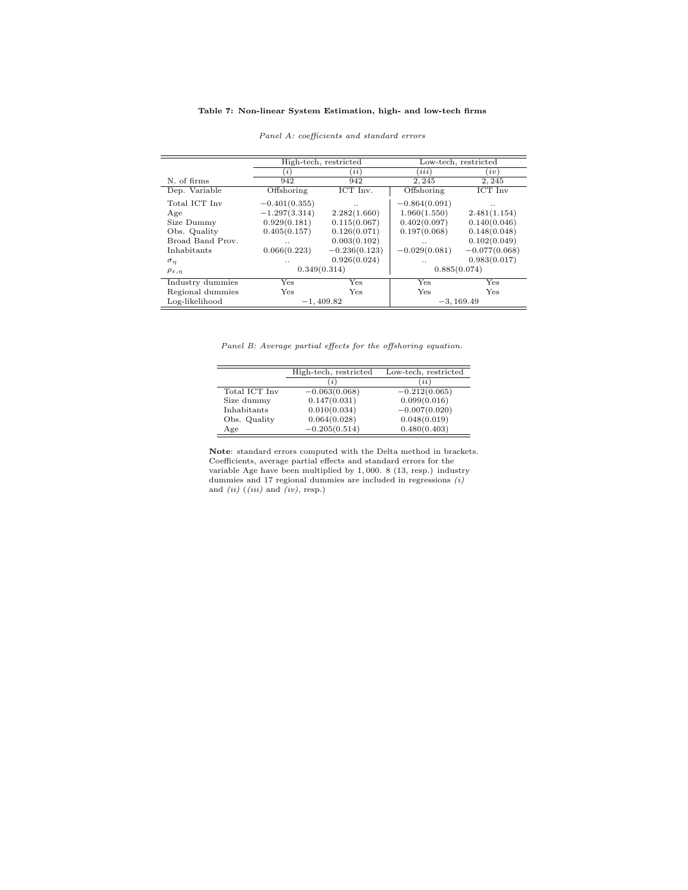**Table 7: Non-linear System Estimation, high- and low-tech firms**

*Panel A: coefficients and standard errors*

| | High-tech, restricted | | Low-tech, restricted | |
|---|---|---|---|---|
| | *(i)* | *(ii)* | *(iii)* | *(iv)* |
| N. of firms | 942 | 942 | 2,245 | 2,245 |
| Dep. Variable | Offshoring | ICT Inv. | Offshoring | ICT Inv |
| Total ICT Inv | −0.401(0.355) | .. | −0.864(0.091) | .. |
| Age | −1.297(3.314) | 2.282(1.660) | 1.960(1.550) | 2.481(1.154) |
| Size Dummy | 0.929(0.181) | 0.115(0.067) | 0.402(0.097) | 0.140(0.046) |
| Obs. Quality | 0.405(0.157) | 0.126(0.071) | 0.197(0.068) | 0.148(0.048) |
| Broad Band Prov. | .. | 0.003(0.102) | .. | 0.102(0.049) |
| Inhabitants | 0.066(0.223) | −0.236(0.123) | −0.029(0.081) | −0.077(0.068) |
| $\sigma_\eta$ | .. | 0.926(0.024) | .. | 0.983(0.017) |
| $\rho_{\varepsilon,\eta}$ | 0.349(0.314) | | 0.885(0.074) | |
| Industry dummies | Yes | Yes | Yes | Yes |
| Regional dummies | Yes | Yes | Yes | Yes |
| Log-likelihood | −1,409.82 | | −3,169.49 | |

*Panel B: Average partial effects for the offshoring equation.*

| | High-tech, restricted | Low-tech, restricted |
|---|---|---|
| | *(i)* | *(ii)* |
| Total ICT Inv | −0.063(0.068) | −0.212(0.065) |
| Size dummy | 0.147(0.031) | 0.099(0.016) |
| Inhabitants | 0.010(0.034) | −0.007(0.020) |
| Obs. Quality | 0.064(0.028) | 0.048(0.019) |
| Age | −0.205(0.514) | 0.480(0.403) |

**Note**: standard errors computed with the Delta method in brackets. Coefficients, average partial effects and standard errors for the variable Age have been multiplied by 1,000. 8 (13, resp.) industry dummies and 17 regional dummies are included in regressions *(i)* and *(ii)* (*(iii)* and *(iv)*, resp.)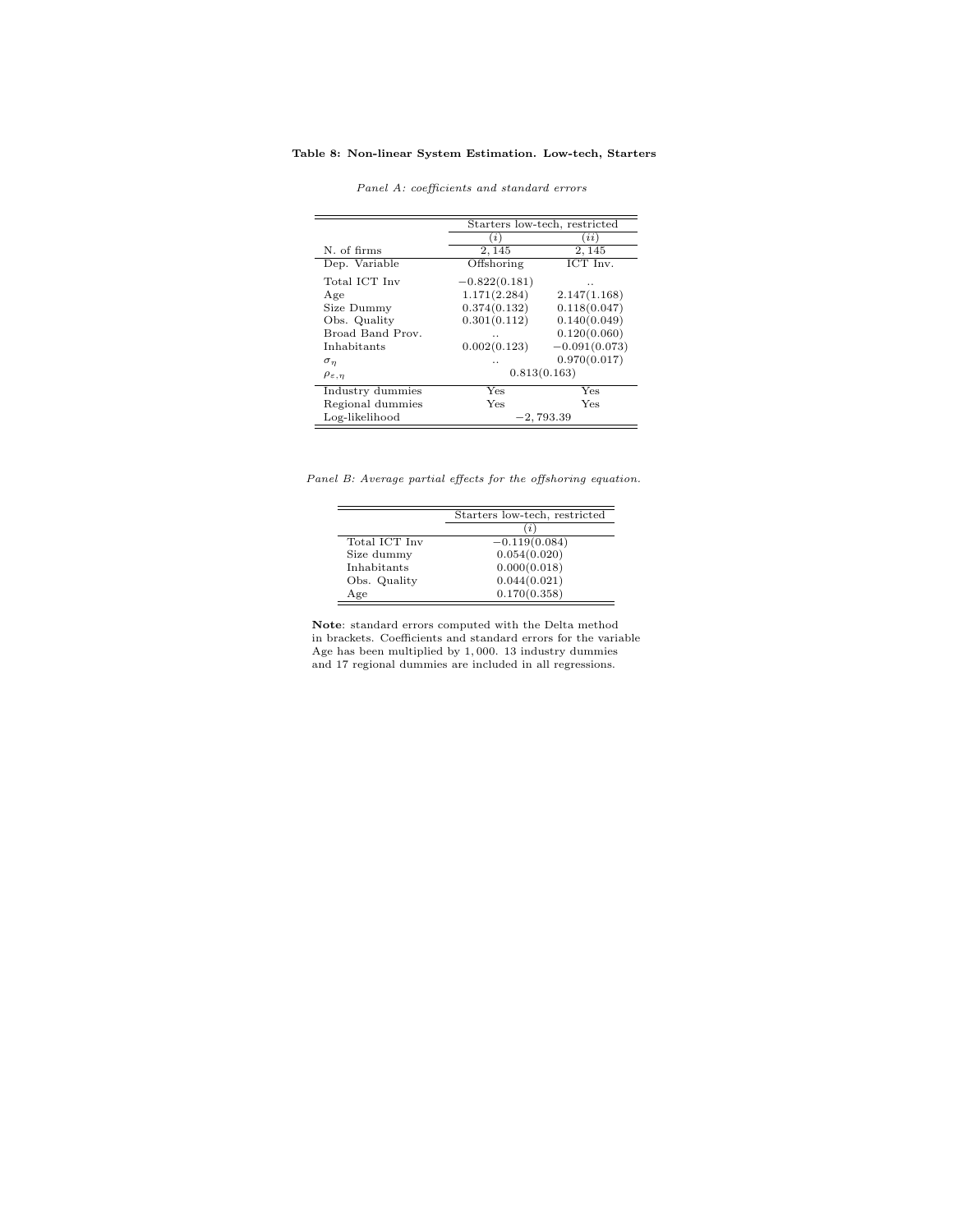**Table 8: Non-linear System Estimation. Low-tech, Starters**

*Panel A: coefficients and standard errors*

| | Starters low-tech, restricted | |
|---|---|---|
| | $(i)$ | $(ii)$ |
| N. of firms | 2,145 | 2,145 |
| Dep. Variable | Offshoring | ICT Inv. |
| Total ICT Inv | $-0.822(0.181)$ | .. |
| Age | 1.171(2.284) | 2.147(1.168) |
| Size Dummy | 0.374(0.132) | 0.118(0.047) |
| Obs. Quality | 0.301(0.112) | 0.140(0.049) |
| Broad Band Prov. | .. | 0.120(0.060) |
| Inhabitants | 0.002(0.123) | $-0.091(0.073)$ |
| $\sigma_\eta$ | .. | 0.970(0.017) |
| $\rho_{\varepsilon,\eta}$ | 0.813(0.163) | |
| Industry dummies | Yes | Yes |
| Regional dummies | Yes | Yes |
| Log-likelihood | $-2,793.39$ | |

*Panel B: Average partial effects for the offshoring equation.*

| | Starters low-tech, restricted |
|---|---|
| | $(i)$ |
| Total ICT Inv | $-0.119(0.084)$ |
| Size dummy | 0.054(0.020) |
| Inhabitants | 0.000(0.018) |
| Obs. Quality | 0.044(0.021) |
| Age | 0.170(0.358) |

**Note**: standard errors computed with the Delta method in brackets. Coefficients and standard errors for the variable Age has been multiplied by 1,000. 13 industry dummies and 17 regional dummies are included in all regressions.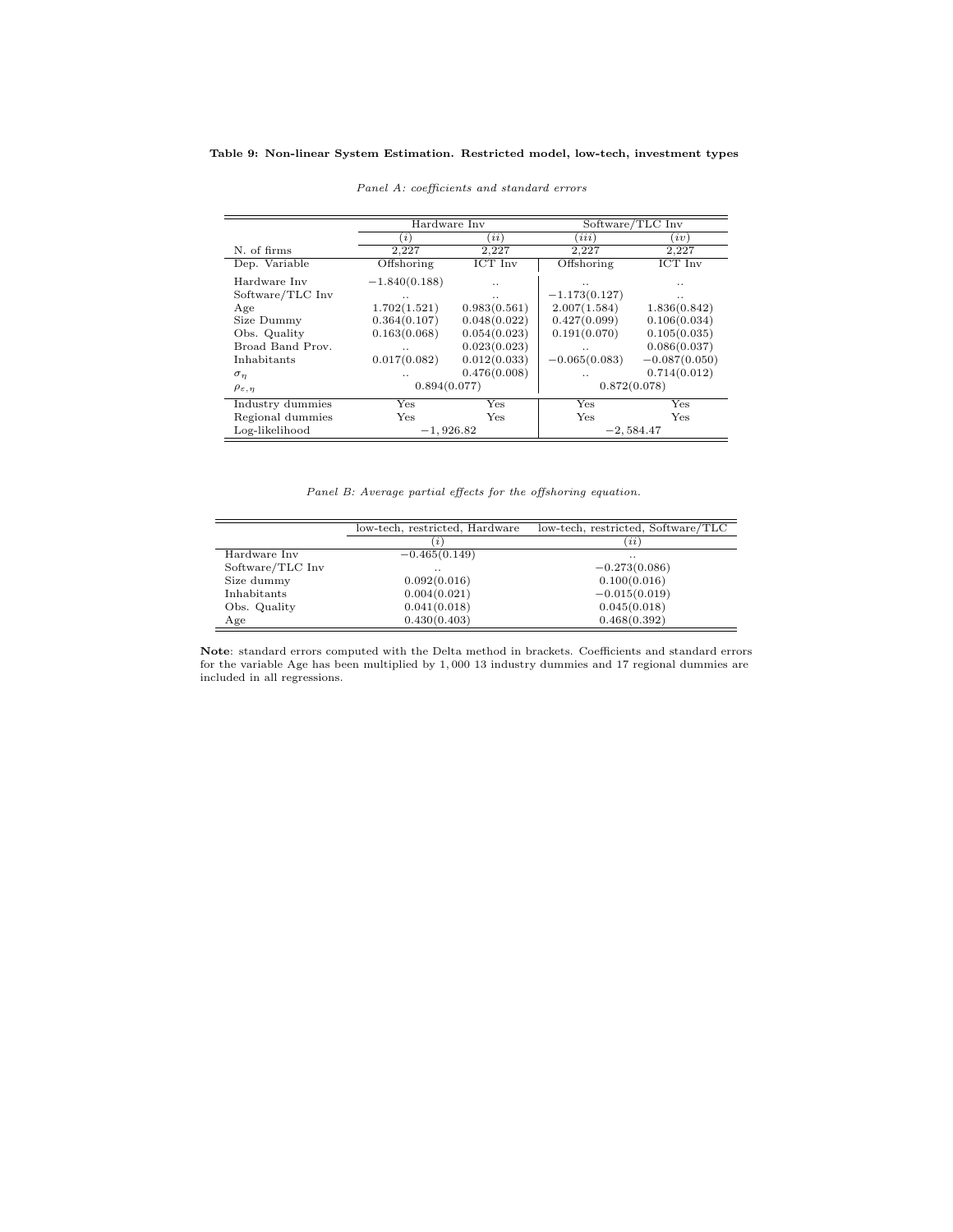**Table 9: Non-linear System Estimation. Restricted model, low-tech, investment types**

*Panel A: coefficients and standard errors*

| | Hardware Inv | | Software/TLC Inv | |
|---|---|---|---|---|
| | $(i)$ | $(ii)$ | $(iii)$ | $(iv)$ |
| N. of firms | 2,227 | 2,227 | 2,227 | 2,227 |
| Dep. Variable | Offshoring | ICT Inv | Offshoring | ICT Inv |
| Hardware Inv | $-1.840(0.188)$ | .. | .. | .. |
| Software/TLC Inv | .. | .. | $-1.173(0.127)$ | .. |
| Age | 1.702(1.521) | 0.983(0.561) | 2.007(1.584) | 1.836(0.842) |
| Size Dummy | 0.364(0.107) | 0.048(0.022) | 0.427(0.099) | 0.106(0.034) |
| Obs. Quality | 0.163(0.068) | 0.054(0.023) | 0.191(0.070) | 0.105(0.035) |
| Broad Band Prov. | .. | 0.023(0.023) | .. | 0.086(0.037) |
| Inhabitants | 0.017(0.082) | 0.012(0.033) | $-0.065(0.083)$ | $-0.087(0.050)$ |
| $\sigma_\eta$ | .. | 0.476(0.008) | .. | 0.714(0.012) |
| $\rho_{\varepsilon,\eta}$ | 0.894(0.077) | | 0.872(0.078) | |
| Industry dummies | Yes | Yes | Yes | Yes |
| Regional dummies | Yes | Yes | Yes | Yes |
| Log-likelihood | $-1,926.82$ | | $-2,584.47$ | |

*Panel B: Average partial effects for the offshoring equation.*

| | low-tech, restricted, Hardware | low-tech, restricted, Software/TLC |
|---|---|---|
| | $(i)$ | $(ii)$ |
| Hardware Inv | $-0.465(0.149)$ | .. |
| Software/TLC Inv | .. | $-0.273(0.086)$ |
| Size dummy | 0.092(0.016) | 0.100(0.016) |
| Inhabitants | 0.004(0.021) | $-0.015(0.019)$ |
| Obs. Quality | 0.041(0.018) | 0.045(0.018) |
| Age | 0.430(0.403) | 0.468(0.392) |

**Note**: standard errors computed with the Delta method in brackets. Coefficients and standard errors for the variable Age has been multiplied by 1,000 13 industry dummies and 17 regional dummies are included in all regressions.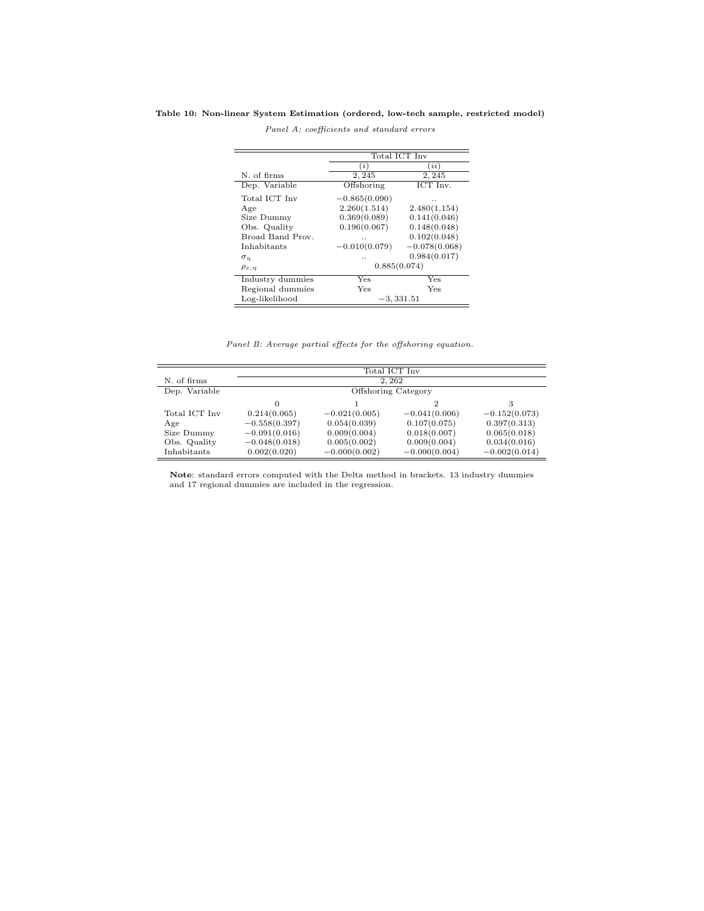**Table 10: Non-linear System Estimation (ordered, low-tech sample, restricted model)**

*Panel A: coefficients and standard errors*

| | Total ICT Inv | |
|---|---|---|
| | $(i)$ | $(ii)$ |
| N. of firms | 2,245 | 2,245 |
| Dep. Variable | Offshoring | ICT Inv. |
| Total ICT Inv | −0.865(0.090) | .. |
| Age | 2.260(1.514) | 2.480(1.154) |
| Size Dummy | 0.369(0.089) | 0.141(0.046) |
| Obs. Quality | 0.196(0.067) | 0.148(0.048) |
| Broad Band Prov. | .. | 0.102(0.048) |
| Inhabitants | −0.010(0.079) | −0.078(0.068) |
| $\sigma_\eta$ | .. | 0.984(0.017) |
| $\rho_{\varepsilon,\eta}$ | 0.885(0.074) | |
| Industry dummies | Yes | Yes |
| Regional dummies | Yes | Yes |
| Log-likelihood | −3,331.51 | |

*Panel B: Average partial effects for the offshoring equation.*

| | Total ICT Inv | | | |
|---|---|---|---|---|
| N. of firms | 2,262 | | | |
| Dep. Variable | Offshoring Category | | | |
| | 0 | 1 | 2 | 3 |
| Total ICT Inv | 0.214(0.065) | −0.021(0.005) | −0.041(0.006) | −0.152(0.073) |
| Age | −0.558(0.397) | 0.054(0.039) | 0.107(0.075) | 0.397(0.313) |
| Size Dummy | −0.091(0.016) | 0.009(0.004) | 0.018(0.007) | 0.065(0.018) |
| Obs. Quality | −0.048(0.018) | 0.005(0.002) | 0.009(0.004) | 0.034(0.016) |
| Inhabitants | 0.002(0.020) | −0.000(0.002) | −0.000(0.004) | −0.002(0.014) |

**Note**: standard errors computed with the Delta method in brackets. 13 industry dummies and 17 regional dummies are included in the regression.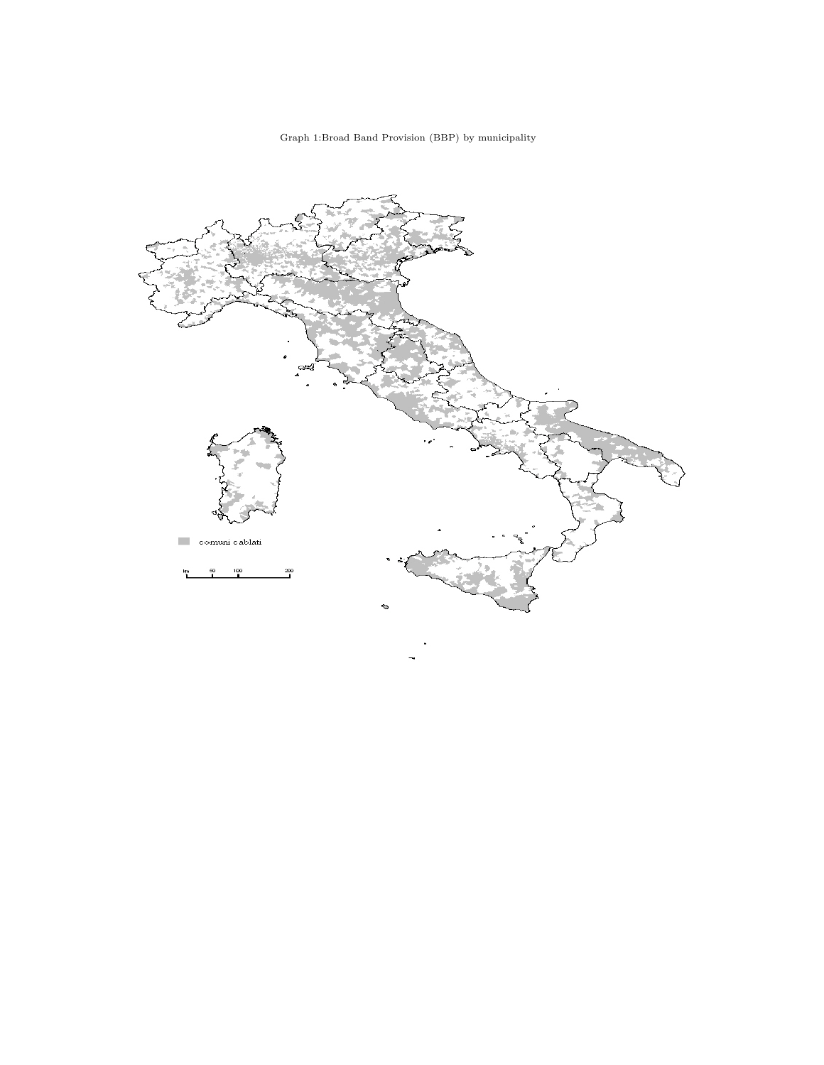Graph 1:Broad Band Provision (BBP) by municipality

comuni cablati

km 50 100 200